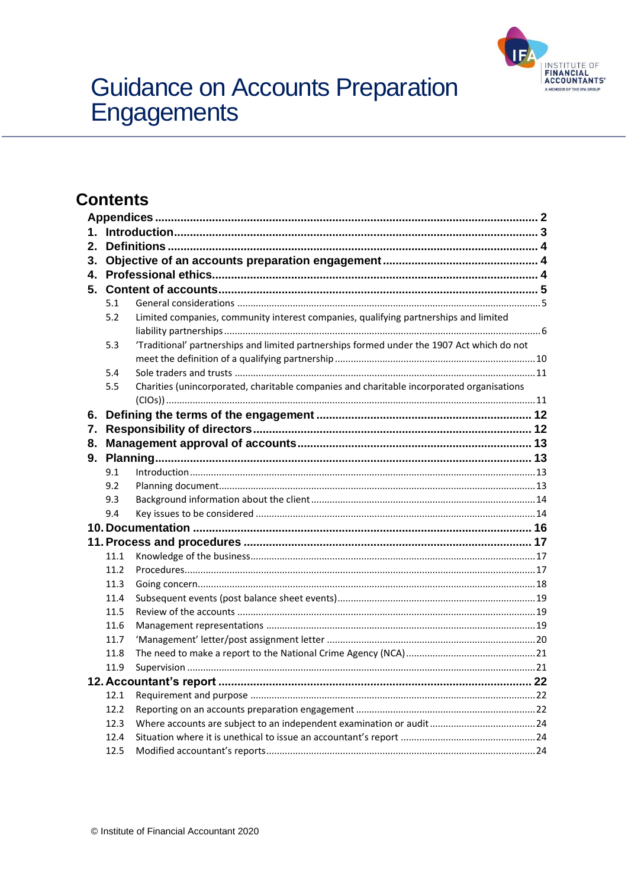# Guidance on Accounts Preparation Engagements

## Contents

**Appendices** ........ 2

**1. Introduction** ........ 3

**2. Definitions** ........ 4

**3. Objective of an accounts preparation engagement** ........ 4

**4. Professional ethics** ........ 4

**5. Content of accounts** ........ 5

- 5.1 General considerations ........ 5
- 5.2 Limited companies, community interest companies, qualifying partnerships and limited liability partnerships ........ 6
- 5.3 'Traditional' partnerships and limited partnerships formed under the 1907 Act which do not meet the definition of a qualifying partnership ........ 10
- 5.4 Sole traders and trusts ........ 11
- 5.5 Charities (unincorporated, charitable companies and charitable incorporated organisations (CIOs)) ........ 11

**6. Defining the terms of the engagement** ........ 12

**7. Responsibility of directors** ........ 12

**8. Management approval of accounts** ........ 13

**9. Planning** ........ 13

- 9.1 Introduction ........ 13
- 9.2 Planning document ........ 13
- 9.3 Background information about the client ........ 14
- 9.4 Key issues to be considered ........ 14

**10. Documentation** ........ 16

**11. Process and procedures** ........ 17

- 11.1 Knowledge of the business ........ 17
- 11.2 Procedures ........ 17
- 11.3 Going concern ........ 18
- 11.4 Subsequent events (post balance sheet events) ........ 19
- 11.5 Review of the accounts ........ 19
- 11.6 Management representations ........ 19
- 11.7 'Management' letter/post assignment letter ........ 20
- 11.8 The need to make a report to the National Crime Agency (NCA) ........ 21
- 11.9 Supervision ........ 21

**12. Accountant's report** ........ 22

- 12.1 Requirement and purpose ........ 22
- 12.2 Reporting on an accounts preparation engagement ........ 22
- 12.3 Where accounts are subject to an independent examination or audit ........ 24
- 12.4 Situation where it is unethical to issue an accountant's report ........ 24
- 12.5 Modified accountant's reports ........ 24

© Institute of Financial Accountant 2020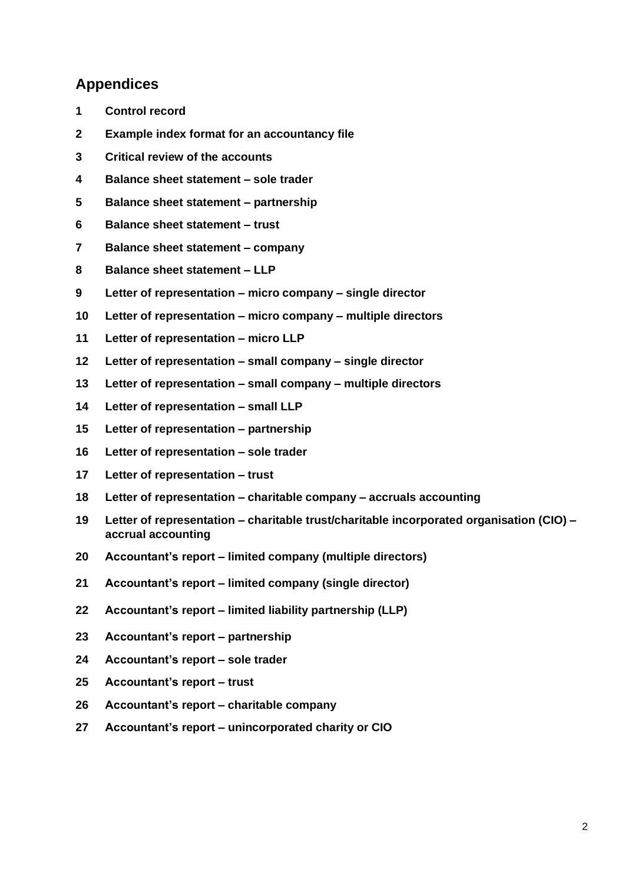## Appendices

1 **Control record**

2 **Example index format for an accountancy file**

3 **Critical review of the accounts**

4 **Balance sheet statement – sole trader**

5 **Balance sheet statement – partnership**

6 **Balance sheet statement – trust**

7 **Balance sheet statement – company**

8 **Balance sheet statement – LLP**

9 **Letter of representation – micro company – single director**

10 **Letter of representation – micro company – multiple directors**

11 **Letter of representation – micro LLP**

12 **Letter of representation – small company – single director**

13 **Letter of representation – small company – multiple directors**

14 **Letter of representation – small LLP**

15 **Letter of representation – partnership**

16 **Letter of representation – sole trader**

17 **Letter of representation – trust**

18 **Letter of representation – charitable company – accruals accounting**

19 **Letter of representation – charitable trust/charitable incorporated organisation (CIO) – accrual accounting**

20 **Accountant's report – limited company (multiple directors)**

21 **Accountant's report – limited company (single director)**

22 **Accountant's report – limited liability partnership (LLP)**

23 **Accountant's report – partnership**

24 **Accountant's report – sole trader**

25 **Accountant's report – trust**

26 **Accountant's report – charitable company**

27 **Accountant's report – unincorporated charity or CIO**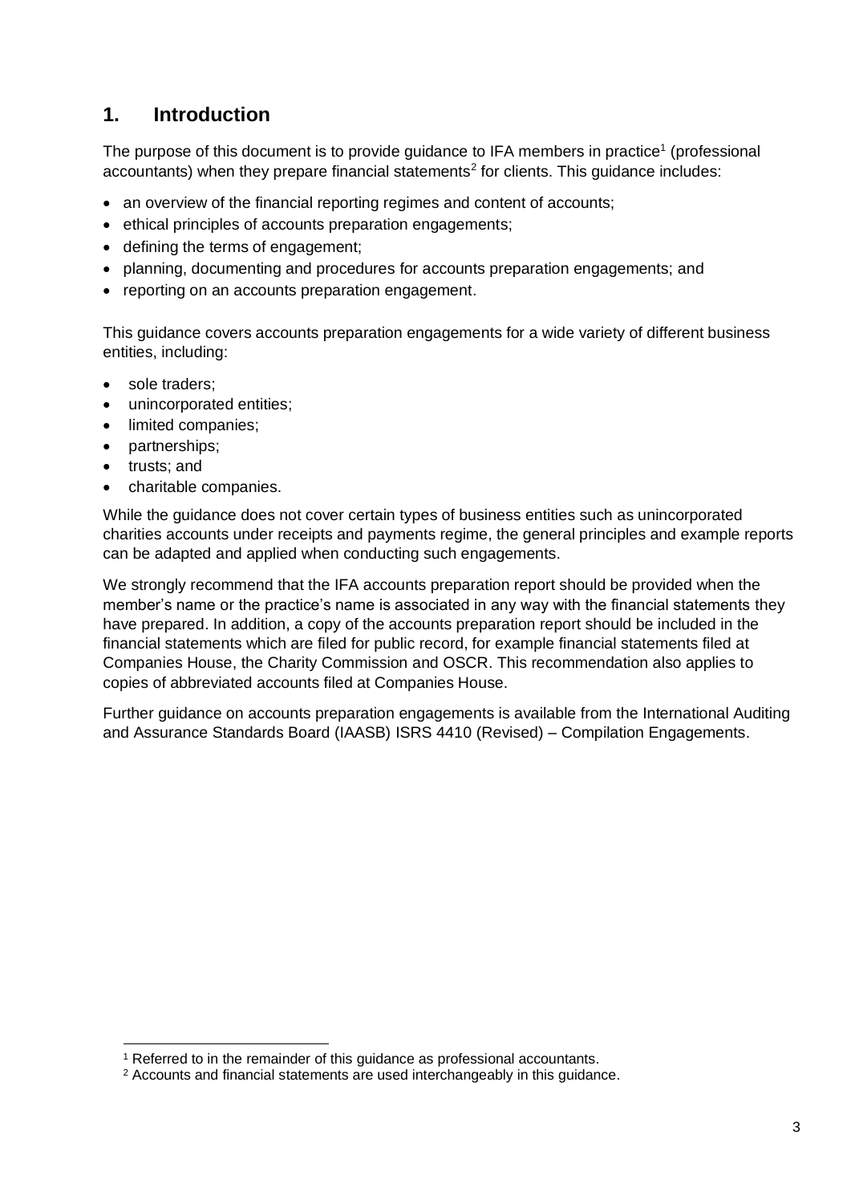## 1. Introduction

The purpose of this document is to provide guidance to IFA members in practice[1] (professional accountants) when they prepare financial statements[2] for clients. This guidance includes:

- an overview of the financial reporting regimes and content of accounts;
- ethical principles of accounts preparation engagements;
- defining the terms of engagement;
- planning, documenting and procedures for accounts preparation engagements; and
- reporting on an accounts preparation engagement.

This guidance covers accounts preparation engagements for a wide variety of different business entities, including:

- sole traders;
- unincorporated entities;
- limited companies;
- partnerships;
- trusts; and
- charitable companies.

While the guidance does not cover certain types of business entities such as unincorporated charities accounts under receipts and payments regime, the general principles and example reports can be adapted and applied when conducting such engagements.

We strongly recommend that the IFA accounts preparation report should be provided when the member's name or the practice's name is associated in any way with the financial statements they have prepared. In addition, a copy of the accounts preparation report should be included in the financial statements which are filed for public record, for example financial statements filed at Companies House, the Charity Commission and OSCR. This recommendation also applies to copies of abbreviated accounts filed at Companies House.

Further guidance on accounts preparation engagements is available from the International Auditing and Assurance Standards Board (IAASB) ISRS 4410 (Revised) – Compilation Engagements.

[1] Referred to in the remainder of this guidance as professional accountants.

[2] Accounts and financial statements are used interchangeably in this guidance.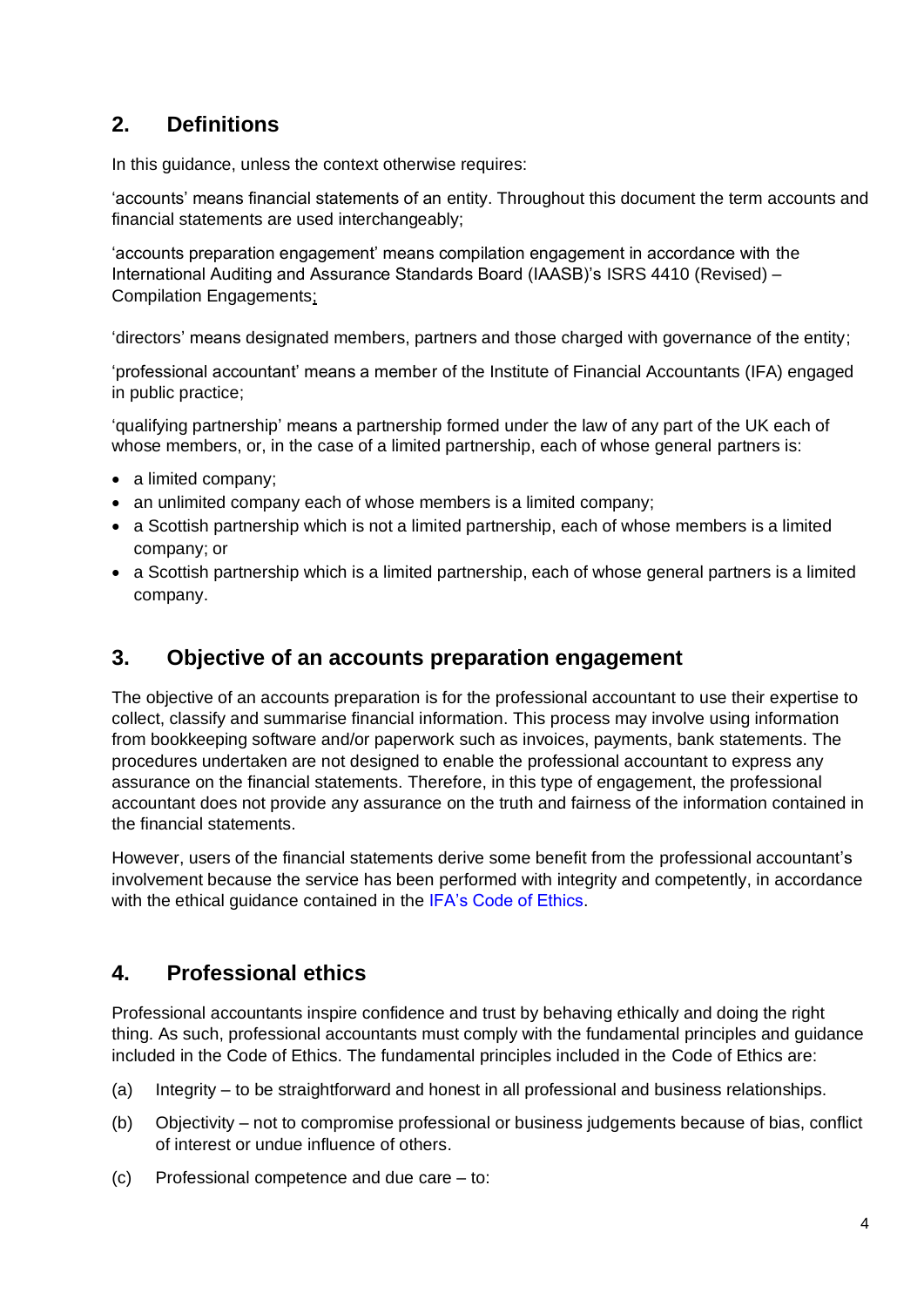## 2. Definitions

In this guidance, unless the context otherwise requires:

'accounts' means financial statements of an entity. Throughout this document the term accounts and financial statements are used interchangeably;

'accounts preparation engagement' means compilation engagement in accordance with the International Auditing and Assurance Standards Board (IAASB)'s ISRS 4410 (Revised) – Compilation Engagements;

'directors' means designated members, partners and those charged with governance of the entity;

'professional accountant' means a member of the Institute of Financial Accountants (IFA) engaged in public practice;

'qualifying partnership' means a partnership formed under the law of any part of the UK each of whose members, or, in the case of a limited partnership, each of whose general partners is:

- a limited company;
- an unlimited company each of whose members is a limited company;
- a Scottish partnership which is not a limited partnership, each of whose members is a limited company; or
- a Scottish partnership which is a limited partnership, each of whose general partners is a limited company.

## 3. Objective of an accounts preparation engagement

The objective of an accounts preparation is for the professional accountant to use their expertise to collect, classify and summarise financial information. This process may involve using information from bookkeeping software and/or paperwork such as invoices, payments, bank statements. The procedures undertaken are not designed to enable the professional accountant to express any assurance on the financial statements. Therefore, in this type of engagement, the professional accountant does not provide any assurance on the truth and fairness of the information contained in the financial statements.

However, users of the financial statements derive some benefit from the professional accountant's involvement because the service has been performed with integrity and competently, in accordance with the ethical guidance contained in the IFA's Code of Ethics.

## 4. Professional ethics

Professional accountants inspire confidence and trust by behaving ethically and doing the right thing. As such, professional accountants must comply with the fundamental principles and guidance included in the Code of Ethics. The fundamental principles included in the Code of Ethics are:

(a) Integrity – to be straightforward and honest in all professional and business relationships.

(b) Objectivity – not to compromise professional or business judgements because of bias, conflict of interest or undue influence of others.

(c) Professional competence and due care – to: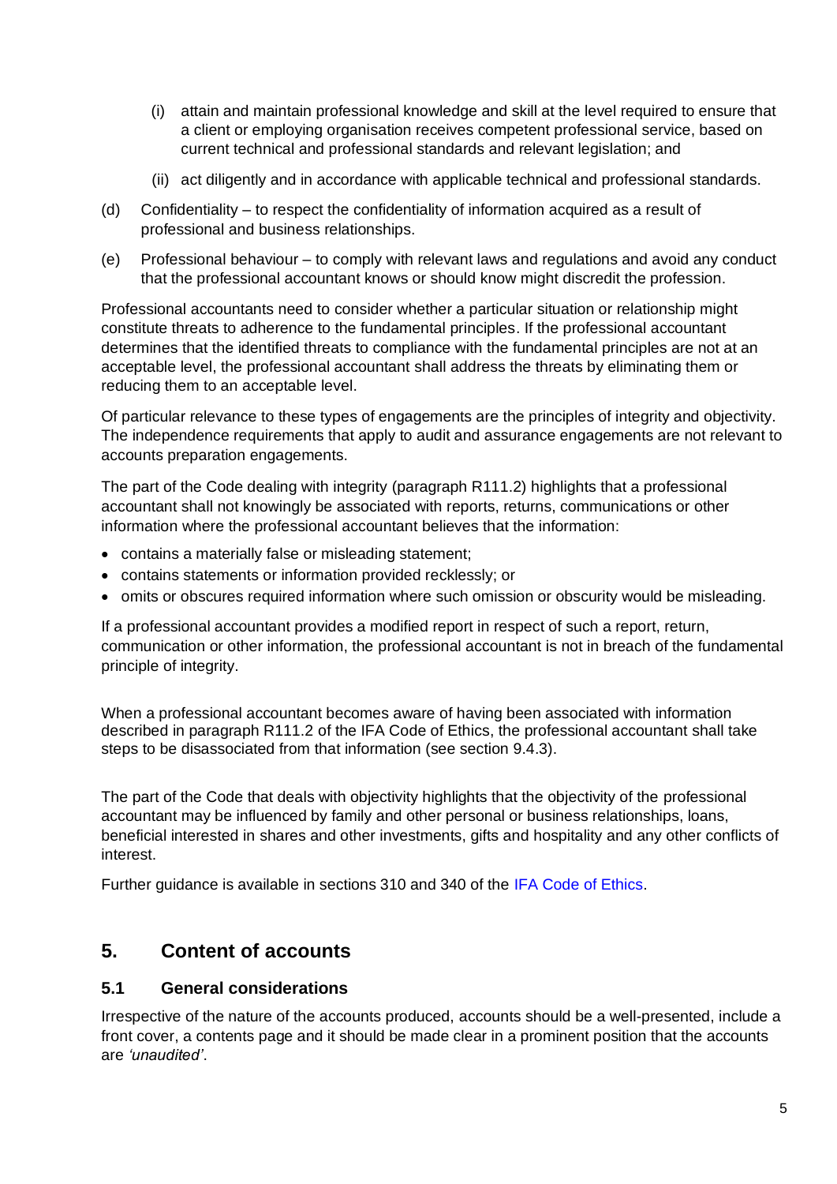(i) attain and maintain professional knowledge and skill at the level required to ensure that a client or employing organisation receives competent professional service, based on current technical and professional standards and relevant legislation; and

  (ii) act diligently and in accordance with applicable technical and professional standards.

(d) Confidentiality – to respect the confidentiality of information acquired as a result of professional and business relationships.

(e) Professional behaviour – to comply with relevant laws and regulations and avoid any conduct that the professional accountant knows or should know might discredit the profession.

Professional accountants need to consider whether a particular situation or relationship might constitute threats to adherence to the fundamental principles. If the professional accountant determines that the identified threats to compliance with the fundamental principles are not at an acceptable level, the professional accountant shall address the threats by eliminating them or reducing them to an acceptable level.

Of particular relevance to these types of engagements are the principles of integrity and objectivity. The independence requirements that apply to audit and assurance engagements are not relevant to accounts preparation engagements.

The part of the Code dealing with integrity (paragraph R111.2) highlights that a professional accountant shall not knowingly be associated with reports, returns, communications or other information where the professional accountant believes that the information:

- contains a materially false or misleading statement;
- contains statements or information provided recklessly; or
- omits or obscures required information where such omission or obscurity would be misleading.

If a professional accountant provides a modified report in respect of such a report, return, communication or other information, the professional accountant is not in breach of the fundamental principle of integrity.

When a professional accountant becomes aware of having been associated with information described in paragraph R111.2 of the IFA Code of Ethics, the professional accountant shall take steps to be disassociated from that information (see section 9.4.3).

The part of the Code that deals with objectivity highlights that the objectivity of the professional accountant may be influenced by family and other personal or business relationships, loans, beneficial interested in shares and other investments, gifts and hospitality and any other conflicts of interest.

Further guidance is available in sections 310 and 340 of the IFA Code of Ethics.

## 5. Content of accounts

### 5.1 General considerations

Irrespective of the nature of the accounts produced, accounts should be a well-presented, include a front cover, a contents page and it should be made clear in a prominent position that the accounts are *'unaudited'*.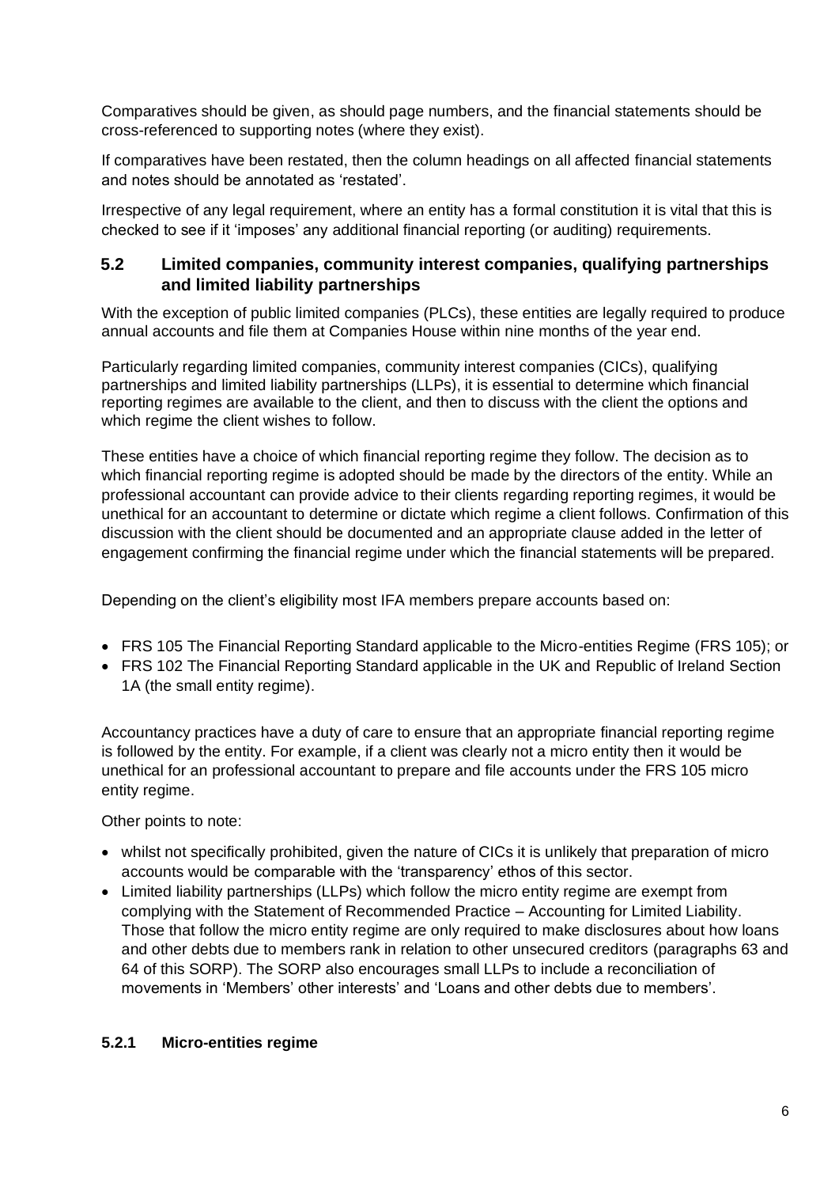Comparatives should be given, as should page numbers, and the financial statements should be cross-referenced to supporting notes (where they exist).

If comparatives have been restated, then the column headings on all affected financial statements and notes should be annotated as 'restated'.

Irrespective of any legal requirement, where an entity has a formal constitution it is vital that this is checked to see if it 'imposes' any additional financial reporting (or auditing) requirements.

## 5.2 Limited companies, community interest companies, qualifying partnerships and limited liability partnerships

With the exception of public limited companies (PLCs), these entities are legally required to produce annual accounts and file them at Companies House within nine months of the year end.

Particularly regarding limited companies, community interest companies (CICs), qualifying partnerships and limited liability partnerships (LLPs), it is essential to determine which financial reporting regimes are available to the client, and then to discuss with the client the options and which regime the client wishes to follow.

These entities have a choice of which financial reporting regime they follow. The decision as to which financial reporting regime is adopted should be made by the directors of the entity. While an professional accountant can provide advice to their clients regarding reporting regimes, it would be unethical for an accountant to determine or dictate which regime a client follows. Confirmation of this discussion with the client should be documented and an appropriate clause added in the letter of engagement confirming the financial regime under which the financial statements will be prepared.

Depending on the client's eligibility most IFA members prepare accounts based on:

- FRS 105 The Financial Reporting Standard applicable to the Micro-entities Regime (FRS 105); or
- FRS 102 The Financial Reporting Standard applicable in the UK and Republic of Ireland Section 1A (the small entity regime).

Accountancy practices have a duty of care to ensure that an appropriate financial reporting regime is followed by the entity. For example, if a client was clearly not a micro entity then it would be unethical for an professional accountant to prepare and file accounts under the FRS 105 micro entity regime.

Other points to note:

- whilst not specifically prohibited, given the nature of CICs it is unlikely that preparation of micro accounts would be comparable with the 'transparency' ethos of this sector.
- Limited liability partnerships (LLPs) which follow the micro entity regime are exempt from complying with the Statement of Recommended Practice – Accounting for Limited Liability. Those that follow the micro entity regime are only required to make disclosures about how loans and other debts due to members rank in relation to other unsecured creditors (paragraphs 63 and 64 of this SORP). The SORP also encourages small LLPs to include a reconciliation of movements in 'Members' other interests' and 'Loans and other debts due to members'.

### 5.2.1 Micro-entities regime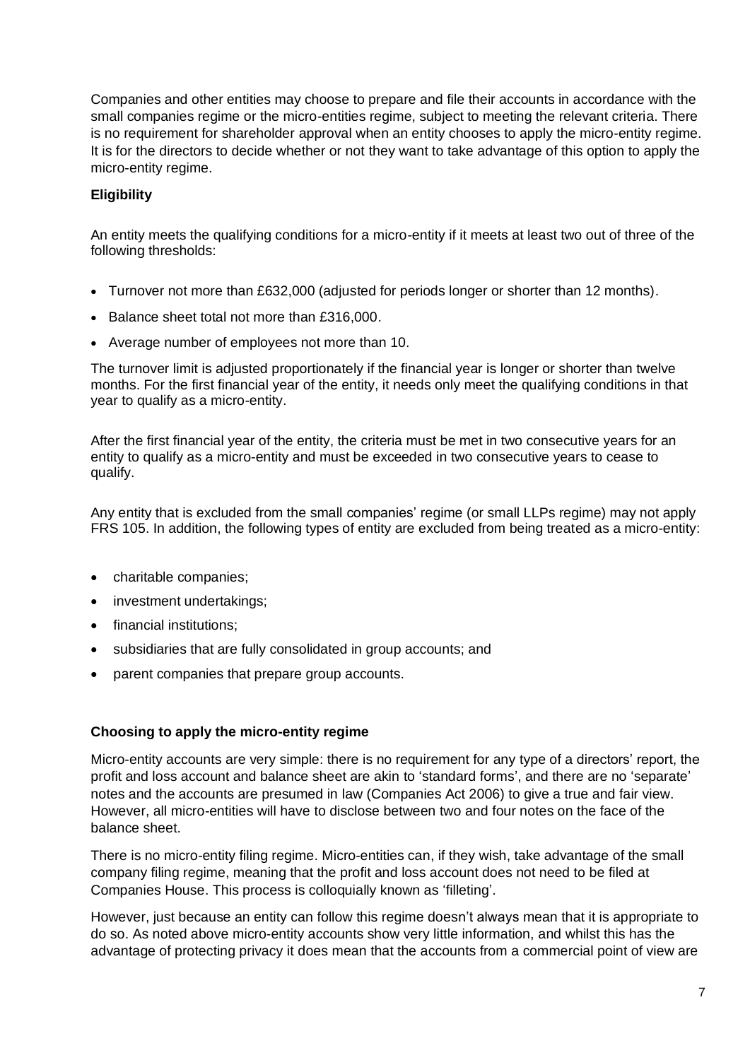Companies and other entities may choose to prepare and file their accounts in accordance with the small companies regime or the micro-entities regime, subject to meeting the relevant criteria. There is no requirement for shareholder approval when an entity chooses to apply the micro-entity regime. It is for the directors to decide whether or not they want to take advantage of this option to apply the micro-entity regime.

**Eligibility**

An entity meets the qualifying conditions for a micro-entity if it meets at least two out of three of the following thresholds:

- Turnover not more than £632,000 (adjusted for periods longer or shorter than 12 months).
- Balance sheet total not more than £316,000.
- Average number of employees not more than 10.

The turnover limit is adjusted proportionately if the financial year is longer or shorter than twelve months. For the first financial year of the entity, it needs only meet the qualifying conditions in that year to qualify as a micro-entity.

After the first financial year of the entity, the criteria must be met in two consecutive years for an entity to qualify as a micro-entity and must be exceeded in two consecutive years to cease to qualify.

Any entity that is excluded from the small companies' regime (or small LLPs regime) may not apply FRS 105. In addition, the following types of entity are excluded from being treated as a micro-entity:

- charitable companies;
- investment undertakings;
- financial institutions;
- subsidiaries that are fully consolidated in group accounts; and
- parent companies that prepare group accounts.

**Choosing to apply the micro-entity regime**

Micro-entity accounts are very simple: there is no requirement for any type of a directors' report, the profit and loss account and balance sheet are akin to 'standard forms', and there are no 'separate' notes and the accounts are presumed in law (Companies Act 2006) to give a true and fair view. However, all micro-entities will have to disclose between two and four notes on the face of the balance sheet.

There is no micro-entity filing regime. Micro-entities can, if they wish, take advantage of the small company filing regime, meaning that the profit and loss account does not need to be filed at Companies House. This process is colloquially known as 'filleting'.

However, just because an entity can follow this regime doesn't always mean that it is appropriate to do so. As noted above micro-entity accounts show very little information, and whilst this has the advantage of protecting privacy it does mean that the accounts from a commercial point of view are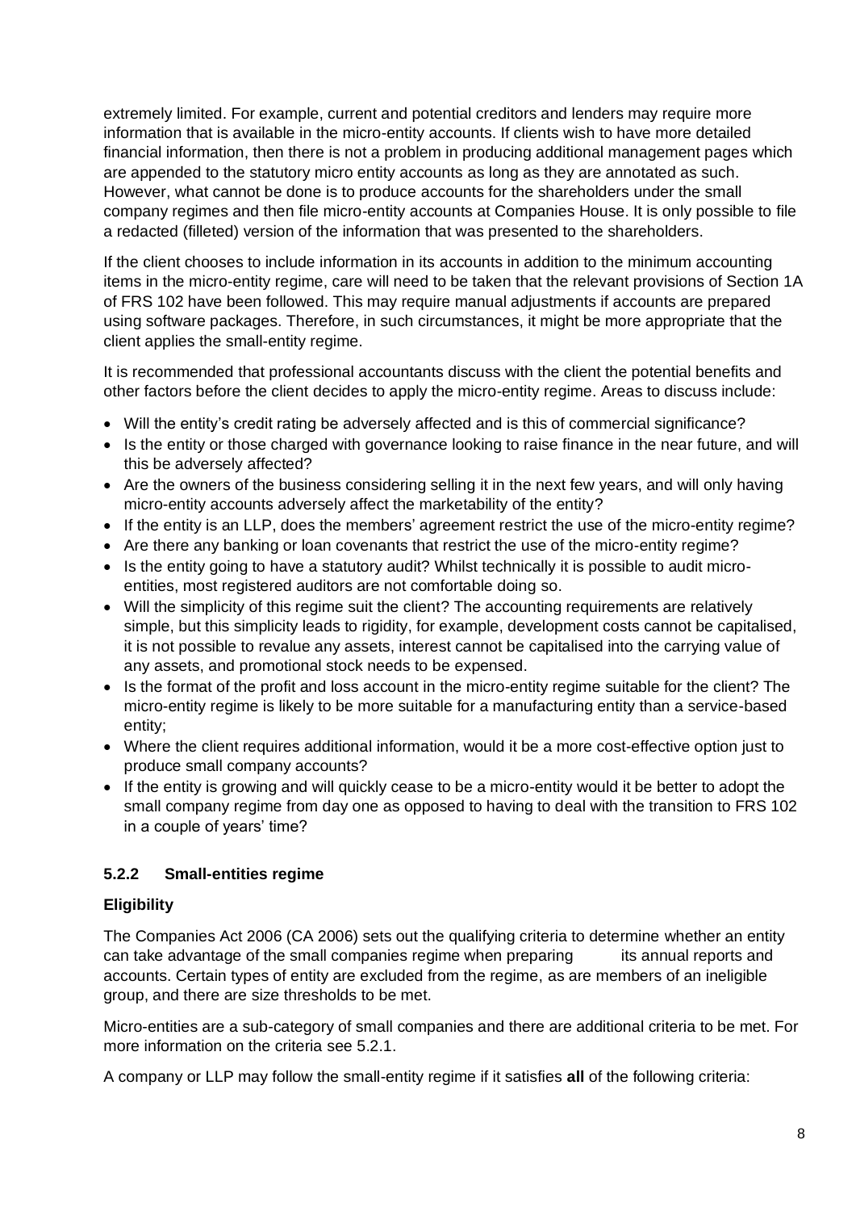extremely limited. For example, current and potential creditors and lenders may require more information that is available in the micro-entity accounts. If clients wish to have more detailed financial information, then there is not a problem in producing additional management pages which are appended to the statutory micro entity accounts as long as they are annotated as such. However, what cannot be done is to produce accounts for the shareholders under the small company regimes and then file micro-entity accounts at Companies House. It is only possible to file a redacted (filleted) version of the information that was presented to the shareholders.

If the client chooses to include information in its accounts in addition to the minimum accounting items in the micro-entity regime, care will need to be taken that the relevant provisions of Section 1A of FRS 102 have been followed. This may require manual adjustments if accounts are prepared using software packages. Therefore, in such circumstances, it might be more appropriate that the client applies the small-entity regime.

It is recommended that professional accountants discuss with the client the potential benefits and other factors before the client decides to apply the micro-entity regime. Areas to discuss include:

- Will the entity's credit rating be adversely affected and is this of commercial significance?
- Is the entity or those charged with governance looking to raise finance in the near future, and will this be adversely affected?
- Are the owners of the business considering selling it in the next few years, and will only having micro-entity accounts adversely affect the marketability of the entity?
- If the entity is an LLP, does the members' agreement restrict the use of the micro-entity regime?
- Are there any banking or loan covenants that restrict the use of the micro-entity regime?
- Is the entity going to have a statutory audit? Whilst technically it is possible to audit micro-entities, most registered auditors are not comfortable doing so.
- Will the simplicity of this regime suit the client? The accounting requirements are relatively simple, but this simplicity leads to rigidity, for example, development costs cannot be capitalised, it is not possible to revalue any assets, interest cannot be capitalised into the carrying value of any assets, and promotional stock needs to be expensed.
- Is the format of the profit and loss account in the micro-entity regime suitable for the client? The micro-entity regime is likely to be more suitable for a manufacturing entity than a service-based entity;
- Where the client requires additional information, would it be a more cost-effective option just to produce small company accounts?
- If the entity is growing and will quickly cease to be a micro-entity would it be better to adopt the small company regime from day one as opposed to having to deal with the transition to FRS 102 in a couple of years' time?

### 5.2.2 Small-entities regime

**Eligibility**

The Companies Act 2006 (CA 2006) sets out the qualifying criteria to determine whether an entity can take advantage of the small companies regime when preparing its annual reports and accounts. Certain types of entity are excluded from the regime, as are members of an ineligible group, and there are size thresholds to be met.

Micro-entities are a sub-category of small companies and there are additional criteria to be met. For more information on the criteria see 5.2.1.

A company or LLP may follow the small-entity regime if it satisfies **all** of the following criteria: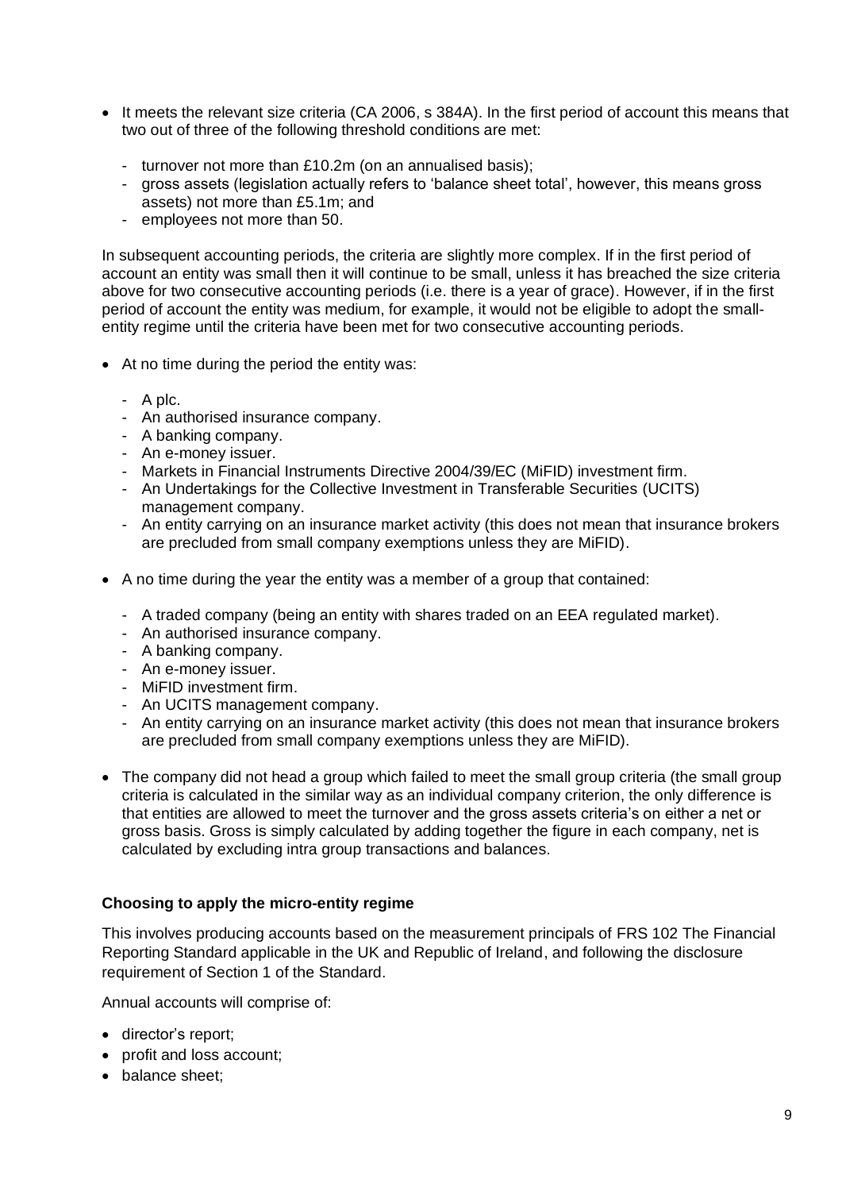- It meets the relevant size criteria (CA 2006, s 384A). In the first period of account this means that two out of three of the following threshold conditions are met:
  - turnover not more than £10.2m (on an annualised basis);
  - gross assets (legislation actually refers to 'balance sheet total', however, this means gross assets) not more than £5.1m; and
  - employees not more than 50.

In subsequent accounting periods, the criteria are slightly more complex. If in the first period of account an entity was small then it will continue to be small, unless it has breached the size criteria above for two consecutive accounting periods (i.e. there is a year of grace). However, if in the first period of account the entity was medium, for example, it would not be eligible to adopt the small-entity regime until the criteria have been met for two consecutive accounting periods.

- At no time during the period the entity was:
  - A plc.
  - An authorised insurance company.
  - A banking company.
  - An e-money issuer.
  - Markets in Financial Instruments Directive 2004/39/EC (MiFID) investment firm.
  - An Undertakings for the Collective Investment in Transferable Securities (UCITS) management company.
  - An entity carrying on an insurance market activity (this does not mean that insurance brokers are precluded from small company exemptions unless they are MiFID).
- A no time during the year the entity was a member of a group that contained:
  - A traded company (being an entity with shares traded on an EEA regulated market).
  - An authorised insurance company.
  - A banking company.
  - An e-money issuer.
  - MiFID investment firm.
  - An UCITS management company.
  - An entity carrying on an insurance market activity (this does not mean that insurance brokers are precluded from small company exemptions unless they are MiFID).
- The company did not head a group which failed to meet the small group criteria (the small group criteria is calculated in the similar way as an individual company criterion, the only difference is that entities are allowed to meet the turnover and the gross assets criteria's on either a net or gross basis. Gross is simply calculated by adding together the figure in each company, net is calculated by excluding intra group transactions and balances.

**Choosing to apply the micro-entity regime**

This involves producing accounts based on the measurement principals of FRS 102 The Financial Reporting Standard applicable in the UK and Republic of Ireland, and following the disclosure requirement of Section 1 of the Standard.

Annual accounts will comprise of:

- director's report;
- profit and loss account;
- balance sheet;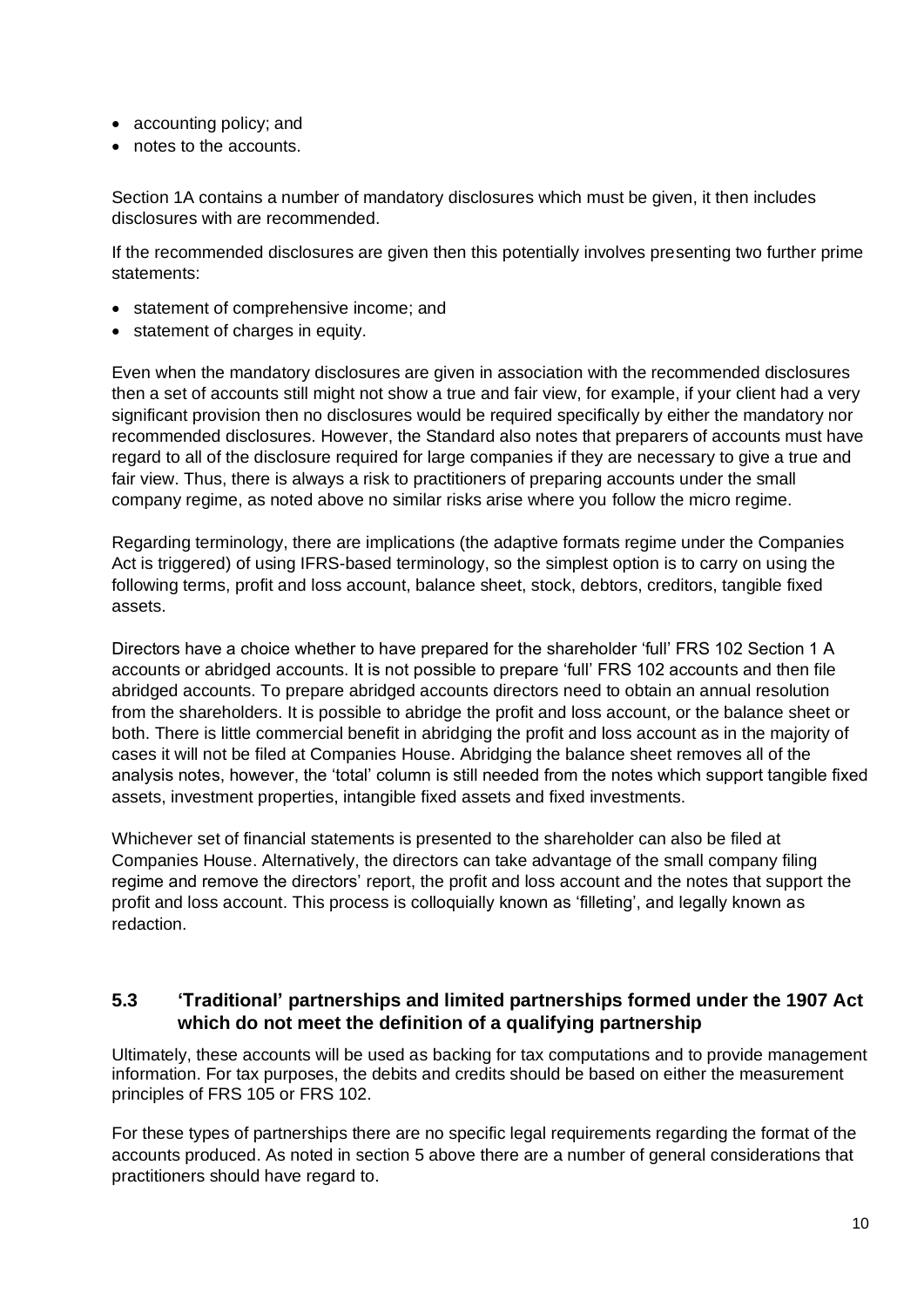- accounting policy; and
- notes to the accounts.

Section 1A contains a number of mandatory disclosures which must be given, it then includes disclosures with are recommended.

If the recommended disclosures are given then this potentially involves presenting two further prime statements:

- statement of comprehensive income; and
- statement of charges in equity.

Even when the mandatory disclosures are given in association with the recommended disclosures then a set of accounts still might not show a true and fair view, for example, if your client had a very significant provision then no disclosures would be required specifically by either the mandatory nor recommended disclosures. However, the Standard also notes that preparers of accounts must have regard to all of the disclosure required for large companies if they are necessary to give a true and fair view. Thus, there is always a risk to practitioners of preparing accounts under the small company regime, as noted above no similar risks arise where you follow the micro regime.

Regarding terminology, there are implications (the adaptive formats regime under the Companies Act is triggered) of using IFRS-based terminology, so the simplest option is to carry on using the following terms, profit and loss account, balance sheet, stock, debtors, creditors, tangible fixed assets.

Directors have a choice whether to have prepared for the shareholder 'full' FRS 102 Section 1 A accounts or abridged accounts. It is not possible to prepare 'full' FRS 102 accounts and then file abridged accounts. To prepare abridged accounts directors need to obtain an annual resolution from the shareholders. It is possible to abridge the profit and loss account, or the balance sheet or both. There is little commercial benefit in abridging the profit and loss account as in the majority of cases it will not be filed at Companies House. Abridging the balance sheet removes all of the analysis notes, however, the 'total' column is still needed from the notes which support tangible fixed assets, investment properties, intangible fixed assets and fixed investments.

Whichever set of financial statements is presented to the shareholder can also be filed at Companies House. Alternatively, the directors can take advantage of the small company filing regime and remove the directors' report, the profit and loss account and the notes that support the profit and loss account. This process is colloquially known as 'filleting', and legally known as redaction.

### 5.3 'Traditional' partnerships and limited partnerships formed under the 1907 Act which do not meet the definition of a qualifying partnership

Ultimately, these accounts will be used as backing for tax computations and to provide management information. For tax purposes, the debits and credits should be based on either the measurement principles of FRS 105 or FRS 102.

For these types of partnerships there are no specific legal requirements regarding the format of the accounts produced. As noted in section 5 above there are a number of general considerations that practitioners should have regard to.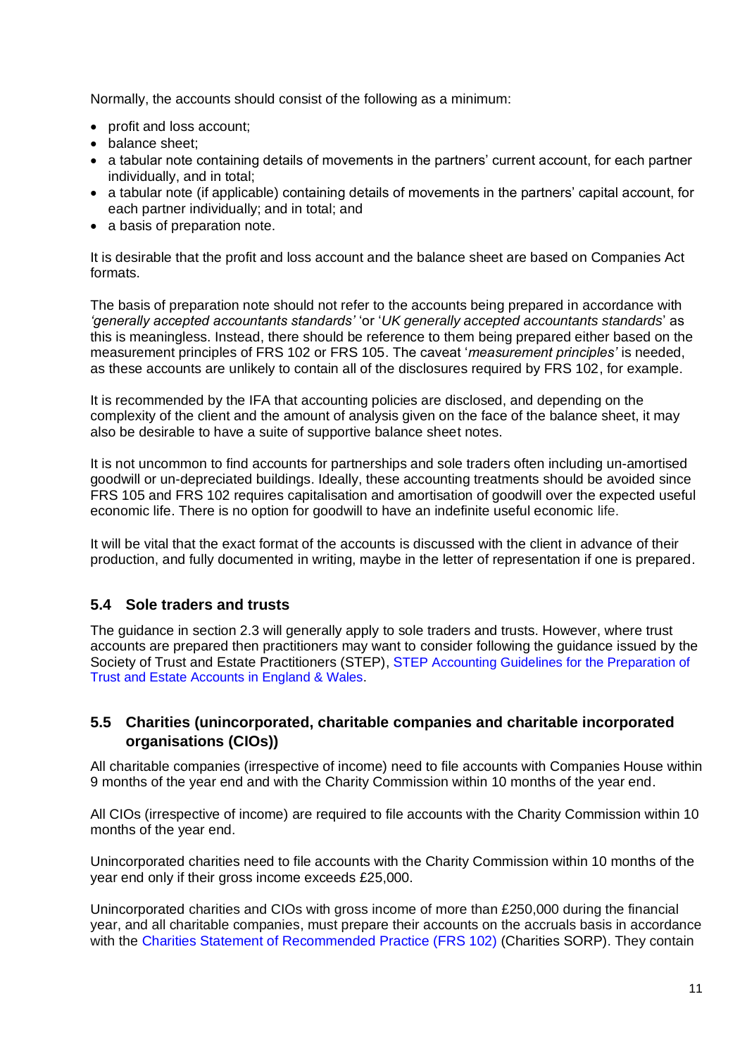Normally, the accounts should consist of the following as a minimum:

- profit and loss account;
- balance sheet;
- a tabular note containing details of movements in the partners' current account, for each partner individually, and in total;
- a tabular note (if applicable) containing details of movements in the partners' capital account, for each partner individually; and in total; and
- a basis of preparation note.

It is desirable that the profit and loss account and the balance sheet are based on Companies Act formats.

The basis of preparation note should not refer to the accounts being prepared in accordance with *'generally accepted accountants standards'* 'or '*UK generally accepted accountants standards*' as this is meaningless. Instead, there should be reference to them being prepared either based on the measurement principles of FRS 102 or FRS 105. The caveat '*measurement principles'* is needed, as these accounts are unlikely to contain all of the disclosures required by FRS 102, for example.

It is recommended by the IFA that accounting policies are disclosed, and depending on the complexity of the client and the amount of analysis given on the face of the balance sheet, it may also be desirable to have a suite of supportive balance sheet notes.

It is not uncommon to find accounts for partnerships and sole traders often including un-amortised goodwill or un-depreciated buildings. Ideally, these accounting treatments should be avoided since FRS 105 and FRS 102 requires capitalisation and amortisation of goodwill over the expected useful economic life. There is no option for goodwill to have an indefinite useful economic life.

It will be vital that the exact format of the accounts is discussed with the client in advance of their production, and fully documented in writing, maybe in the letter of representation if one is prepared.

## 5.4 Sole traders and trusts

The guidance in section 2.3 will generally apply to sole traders and trusts. However, where trust accounts are prepared then practitioners may want to consider following the guidance issued by the Society of Trust and Estate Practitioners (STEP), STEP Accounting Guidelines for the Preparation of Trust and Estate Accounts in England & Wales.

## 5.5 Charities (unincorporated, charitable companies and charitable incorporated organisations (CIOs))

All charitable companies (irrespective of income) need to file accounts with Companies House within 9 months of the year end and with the Charity Commission within 10 months of the year end.

All CIOs (irrespective of income) are required to file accounts with the Charity Commission within 10 months of the year end.

Unincorporated charities need to file accounts with the Charity Commission within 10 months of the year end only if their gross income exceeds £25,000.

Unincorporated charities and CIOs with gross income of more than £250,000 during the financial year, and all charitable companies, must prepare their accounts on the accruals basis in accordance with the Charities Statement of Recommended Practice (FRS 102) (Charities SORP). They contain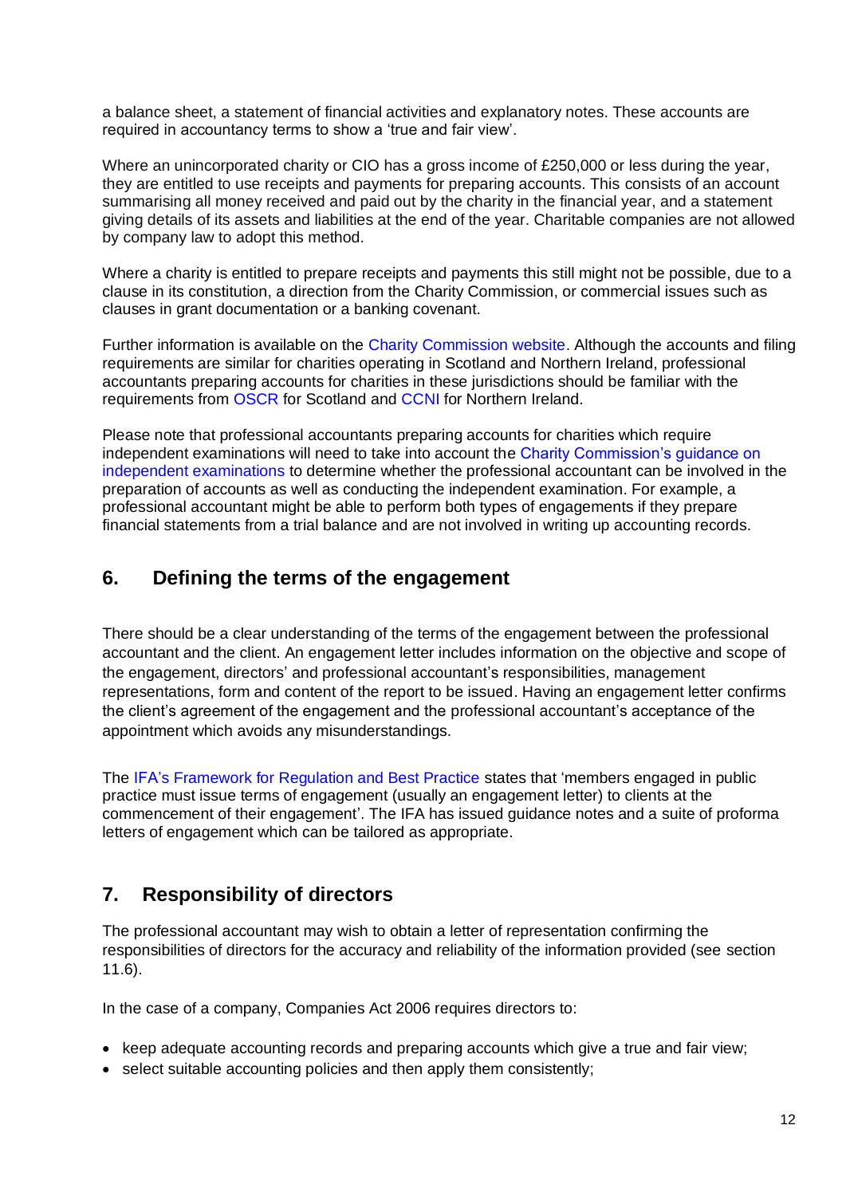a balance sheet, a statement of financial activities and explanatory notes. These accounts are required in accountancy terms to show a 'true and fair view'.

Where an unincorporated charity or CIO has a gross income of £250,000 or less during the year, they are entitled to use receipts and payments for preparing accounts. This consists of an account summarising all money received and paid out by the charity in the financial year, and a statement giving details of its assets and liabilities at the end of the year. Charitable companies are not allowed by company law to adopt this method.

Where a charity is entitled to prepare receipts and payments this still might not be possible, due to a clause in its constitution, a direction from the Charity Commission, or commercial issues such as clauses in grant documentation or a banking covenant.

Further information is available on the Charity Commission website. Although the accounts and filing requirements are similar for charities operating in Scotland and Northern Ireland, professional accountants preparing accounts for charities in these jurisdictions should be familiar with the requirements from OSCR for Scotland and CCNI for Northern Ireland.

Please note that professional accountants preparing accounts for charities which require independent examinations will need to take into account the Charity Commission's guidance on independent examinations to determine whether the professional accountant can be involved in the preparation of accounts as well as conducting the independent examination. For example, a professional accountant might be able to perform both types of engagements if they prepare financial statements from a trial balance and are not involved in writing up accounting records.

## 6. Defining the terms of the engagement

There should be a clear understanding of the terms of the engagement between the professional accountant and the client. An engagement letter includes information on the objective and scope of the engagement, directors' and professional accountant's responsibilities, management representations, form and content of the report to be issued. Having an engagement letter confirms the client's agreement of the engagement and the professional accountant's acceptance of the appointment which avoids any misunderstandings.

The IFA's Framework for Regulation and Best Practice states that 'members engaged in public practice must issue terms of engagement (usually an engagement letter) to clients at the commencement of their engagement'. The IFA has issued guidance notes and a suite of proforma letters of engagement which can be tailored as appropriate.

## 7. Responsibility of directors

The professional accountant may wish to obtain a letter of representation confirming the responsibilities of directors for the accuracy and reliability of the information provided (see section 11.6).

In the case of a company, Companies Act 2006 requires directors to:

- keep adequate accounting records and preparing accounts which give a true and fair view;
- select suitable accounting policies and then apply them consistently;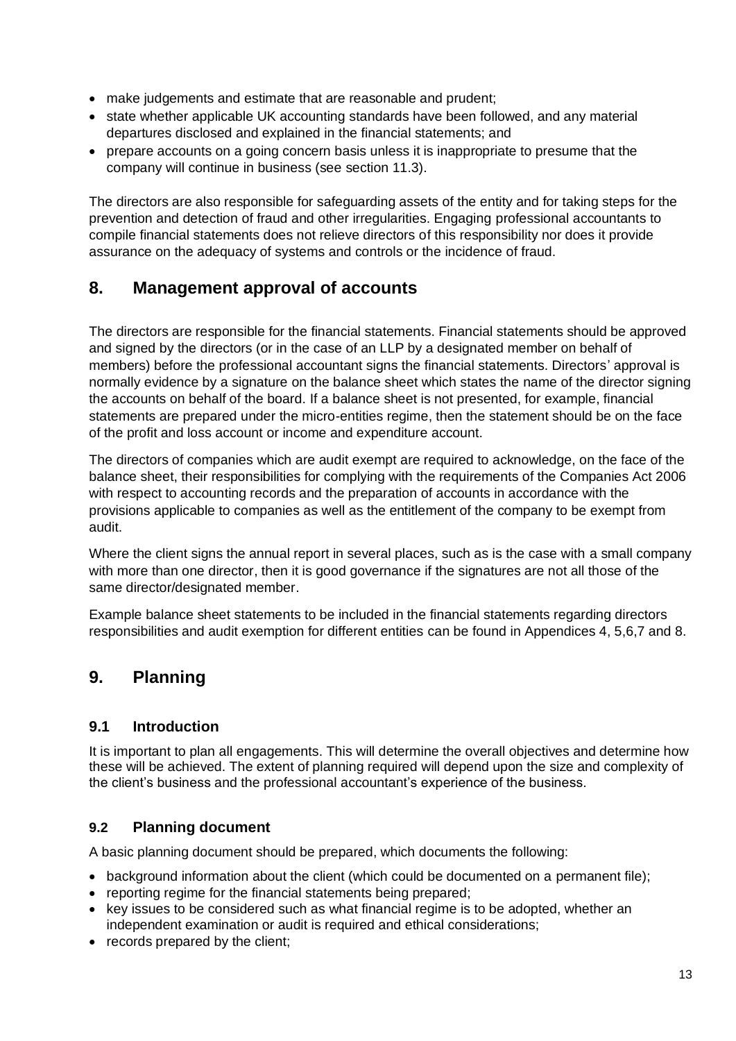- make judgements and estimate that are reasonable and prudent;
- state whether applicable UK accounting standards have been followed, and any material departures disclosed and explained in the financial statements; and
- prepare accounts on a going concern basis unless it is inappropriate to presume that the company will continue in business (see section 11.3).

The directors are also responsible for safeguarding assets of the entity and for taking steps for the prevention and detection of fraud and other irregularities. Engaging professional accountants to compile financial statements does not relieve directors of this responsibility nor does it provide assurance on the adequacy of systems and controls or the incidence of fraud.

## 8. Management approval of accounts

The directors are responsible for the financial statements. Financial statements should be approved and signed by the directors (or in the case of an LLP by a designated member on behalf of members) before the professional accountant signs the financial statements. Directors' approval is normally evidence by a signature on the balance sheet which states the name of the director signing the accounts on behalf of the board. If a balance sheet is not presented, for example, financial statements are prepared under the micro-entities regime, then the statement should be on the face of the profit and loss account or income and expenditure account.

The directors of companies which are audit exempt are required to acknowledge, on the face of the balance sheet, their responsibilities for complying with the requirements of the Companies Act 2006 with respect to accounting records and the preparation of accounts in accordance with the provisions applicable to companies as well as the entitlement of the company to be exempt from audit.

Where the client signs the annual report in several places, such as is the case with a small company with more than one director, then it is good governance if the signatures are not all those of the same director/designated member.

Example balance sheet statements to be included in the financial statements regarding directors responsibilities and audit exemption for different entities can be found in Appendices 4, 5,6,7 and 8.

## 9. Planning

### 9.1 Introduction

It is important to plan all engagements. This will determine the overall objectives and determine how these will be achieved. The extent of planning required will depend upon the size and complexity of the client's business and the professional accountant's experience of the business.

### 9.2 Planning document

A basic planning document should be prepared, which documents the following:

- background information about the client (which could be documented on a permanent file);
- reporting regime for the financial statements being prepared;
- key issues to be considered such as what financial regime is to be adopted, whether an independent examination or audit is required and ethical considerations;
- records prepared by the client;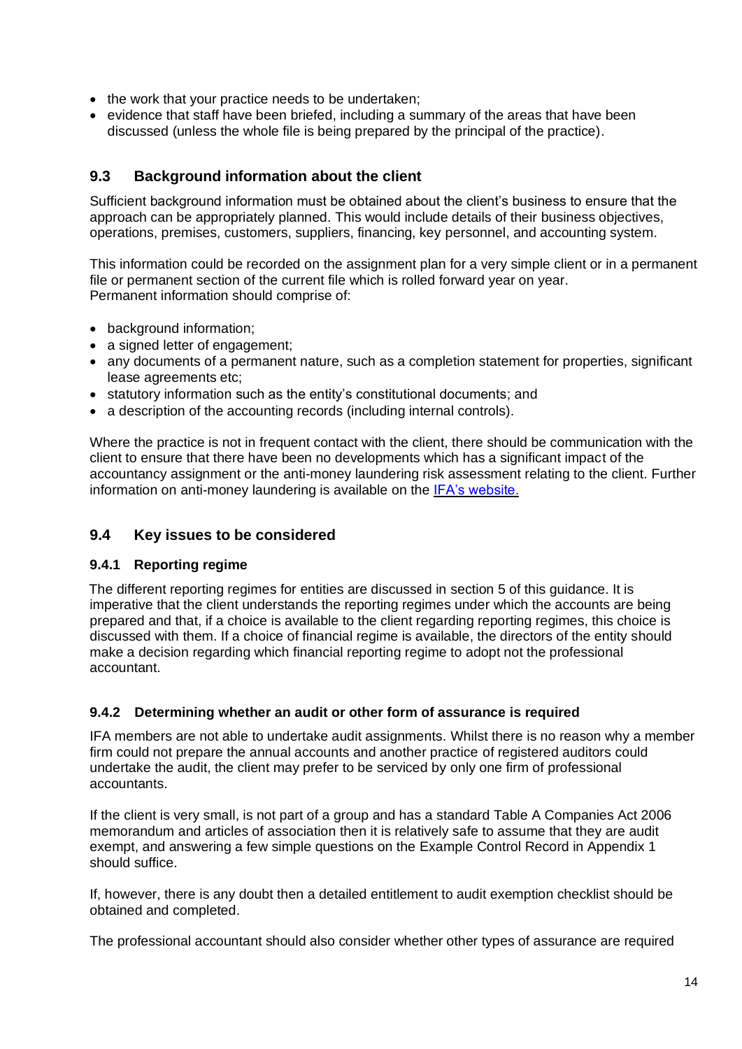- the work that your practice needs to be undertaken;
- evidence that staff have been briefed, including a summary of the areas that have been discussed (unless the whole file is being prepared by the principal of the practice).

## 9.3 Background information about the client

Sufficient background information must be obtained about the client's business to ensure that the approach can be appropriately planned. This would include details of their business objectives, operations, premises, customers, suppliers, financing, key personnel, and accounting system.

This information could be recorded on the assignment plan for a very simple client or in a permanent file or permanent section of the current file which is rolled forward year on year. Permanent information should comprise of:

- background information;
- a signed letter of engagement;
- any documents of a permanent nature, such as a completion statement for properties, significant lease agreements etc;
- statutory information such as the entity's constitutional documents; and
- a description of the accounting records (including internal controls).

Where the practice is not in frequent contact with the client, there should be communication with the client to ensure that there have been no developments which has a significant impact of the accountancy assignment or the anti-money laundering risk assessment relating to the client. Further information on anti-money laundering is available on the IFA's website.

## 9.4 Key issues to be considered

### 9.4.1 Reporting regime

The different reporting regimes for entities are discussed in section 5 of this guidance. It is imperative that the client understands the reporting regimes under which the accounts are being prepared and that, if a choice is available to the client regarding reporting regimes, this choice is discussed with them. If a choice of financial regime is available, the directors of the entity should make a decision regarding which financial reporting regime to adopt not the professional accountant.

### 9.4.2 Determining whether an audit or other form of assurance is required

IFA members are not able to undertake audit assignments. Whilst there is no reason why a member firm could not prepare the annual accounts and another practice of registered auditors could undertake the audit, the client may prefer to be serviced by only one firm of professional accountants.

If the client is very small, is not part of a group and has a standard Table A Companies Act 2006 memorandum and articles of association then it is relatively safe to assume that they are audit exempt, and answering a few simple questions on the Example Control Record in Appendix 1 should suffice.

If, however, there is any doubt then a detailed entitlement to audit exemption checklist should be obtained and completed.

The professional accountant should also consider whether other types of assurance are required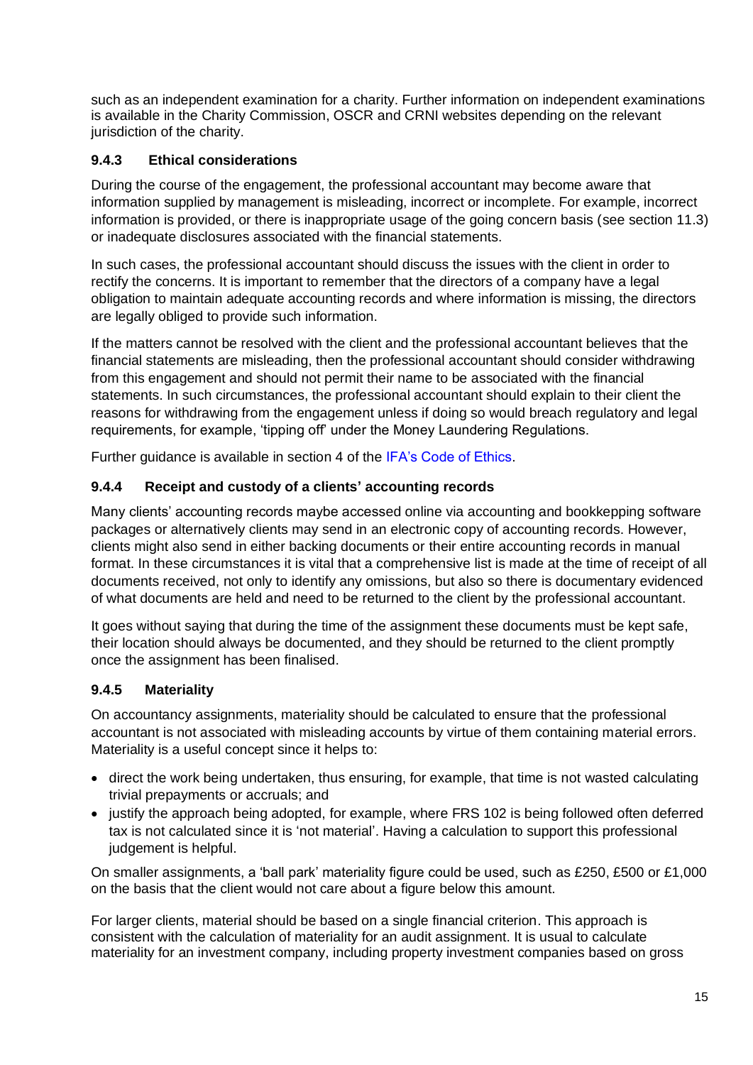such as an independent examination for a charity. Further information on independent examinations is available in the Charity Commission, OSCR and CRNI websites depending on the relevant jurisdiction of the charity.

### 9.4.3 Ethical considerations

During the course of the engagement, the professional accountant may become aware that information supplied by management is misleading, incorrect or incomplete. For example, incorrect information is provided, or there is inappropriate usage of the going concern basis (see section 11.3) or inadequate disclosures associated with the financial statements.

In such cases, the professional accountant should discuss the issues with the client in order to rectify the concerns. It is important to remember that the directors of a company have a legal obligation to maintain adequate accounting records and where information is missing, the directors are legally obliged to provide such information.

If the matters cannot be resolved with the client and the professional accountant believes that the financial statements are misleading, then the professional accountant should consider withdrawing from this engagement and should not permit their name to be associated with the financial statements. In such circumstances, the professional accountant should explain to their client the reasons for withdrawing from the engagement unless if doing so would breach regulatory and legal requirements, for example, 'tipping off' under the Money Laundering Regulations.

Further guidance is available in section 4 of the IFA's Code of Ethics.

### 9.4.4 Receipt and custody of a clients' accounting records

Many clients' accounting records maybe accessed online via accounting and bookkepping software packages or alternatively clients may send in an electronic copy of accounting records. However, clients might also send in either backing documents or their entire accounting records in manual format. In these circumstances it is vital that a comprehensive list is made at the time of receipt of all documents received, not only to identify any omissions, but also so there is documentary evidenced of what documents are held and need to be returned to the client by the professional accountant.

It goes without saying that during the time of the assignment these documents must be kept safe, their location should always be documented, and they should be returned to the client promptly once the assignment has been finalised.

### 9.4.5 Materiality

On accountancy assignments, materiality should be calculated to ensure that the professional accountant is not associated with misleading accounts by virtue of them containing material errors. Materiality is a useful concept since it helps to:

- direct the work being undertaken, thus ensuring, for example, that time is not wasted calculating trivial prepayments or accruals; and
- justify the approach being adopted, for example, where FRS 102 is being followed often deferred tax is not calculated since it is 'not material'. Having a calculation to support this professional judgement is helpful.

On smaller assignments, a 'ball park' materiality figure could be used, such as £250, £500 or £1,000 on the basis that the client would not care about a figure below this amount.

For larger clients, material should be based on a single financial criterion. This approach is consistent with the calculation of materiality for an audit assignment. It is usual to calculate materiality for an investment company, including property investment companies based on gross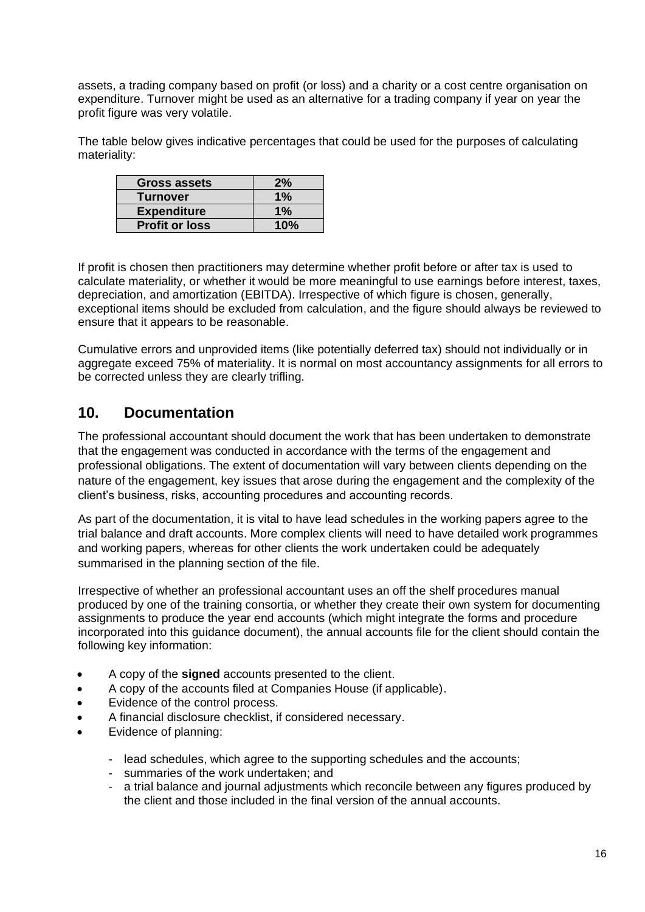assets, a trading company based on profit (or loss) and a charity or a cost centre organisation on expenditure. Turnover might be used as an alternative for a trading company if year on year the profit figure was very volatile.

The table below gives indicative percentages that could be used for the purposes of calculating materiality:

| | |
|---|---|
| **Gross assets** | **2%** |
| **Turnover** | **1%** |
| **Expenditure** | **1%** |
| **Profit or loss** | **10%** |

If profit is chosen then practitioners may determine whether profit before or after tax is used to calculate materiality, or whether it would be more meaningful to use earnings before interest, taxes, depreciation, and amortization (EBITDA). Irrespective of which figure is chosen, generally, exceptional items should be excluded from calculation, and the figure should always be reviewed to ensure that it appears to be reasonable.

Cumulative errors and unprovided items (like potentially deferred tax) should not individually or in aggregate exceed 75% of materiality. It is normal on most accountancy assignments for all errors to be corrected unless they are clearly trifling.

## 10. Documentation

The professional accountant should document the work that has been undertaken to demonstrate that the engagement was conducted in accordance with the terms of the engagement and professional obligations. The extent of documentation will vary between clients depending on the nature of the engagement, key issues that arose during the engagement and the complexity of the client's business, risks, accounting procedures and accounting records.

As part of the documentation, it is vital to have lead schedules in the working papers agree to the trial balance and draft accounts. More complex clients will need to have detailed work programmes and working papers, whereas for other clients the work undertaken could be adequately summarised in the planning section of the file.

Irrespective of whether an professional accountant uses an off the shelf procedures manual produced by one of the training consortia, or whether they create their own system for documenting assignments to produce the year end accounts (which might integrate the forms and procedure incorporated into this guidance document), the annual accounts file for the client should contain the following key information:

- A copy of the **signed** accounts presented to the client.
- A copy of the accounts filed at Companies House (if applicable).
- Evidence of the control process.
- A financial disclosure checklist, if considered necessary.
- Evidence of planning:
  - lead schedules, which agree to the supporting schedules and the accounts;
  - summaries of the work undertaken; and
  - a trial balance and journal adjustments which reconcile between any figures produced by the client and those included in the final version of the annual accounts.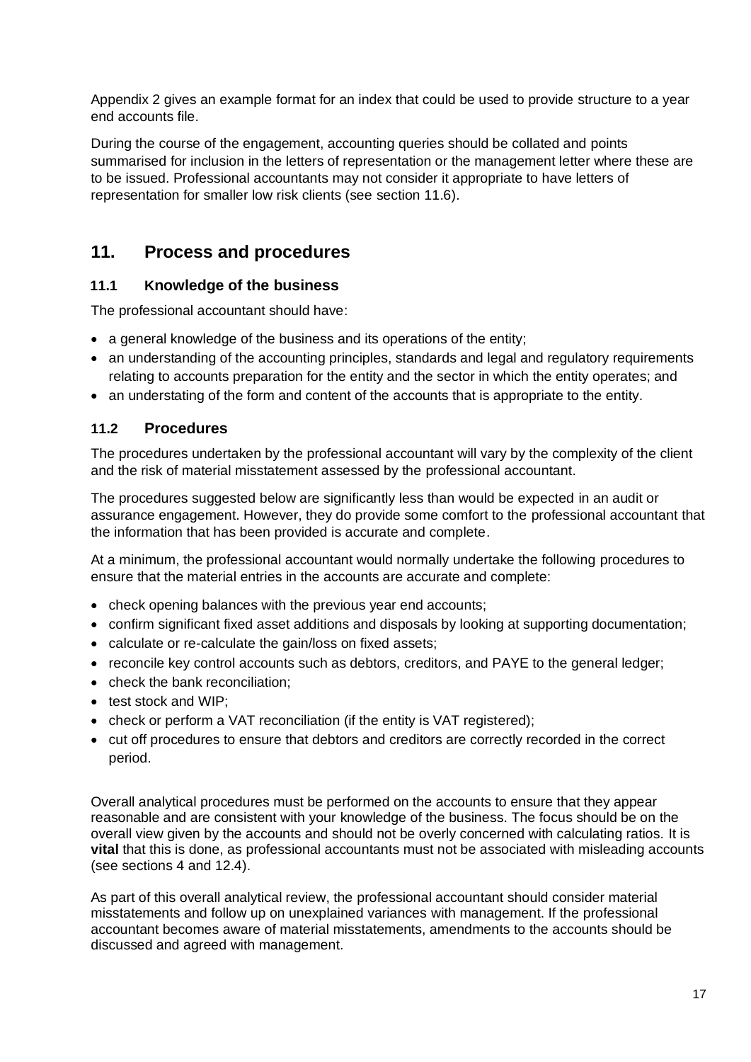Appendix 2 gives an example format for an index that could be used to provide structure to a year end accounts file.

During the course of the engagement, accounting queries should be collated and points summarised for inclusion in the letters of representation or the management letter where these are to be issued. Professional accountants may not consider it appropriate to have letters of representation for smaller low risk clients (see section 11.6).

## 11. Process and procedures

### 11.1 Knowledge of the business

The professional accountant should have:

- a general knowledge of the business and its operations of the entity;
- an understanding of the accounting principles, standards and legal and regulatory requirements relating to accounts preparation for the entity and the sector in which the entity operates; and
- an understating of the form and content of the accounts that is appropriate to the entity.

### 11.2 Procedures

The procedures undertaken by the professional accountant will vary by the complexity of the client and the risk of material misstatement assessed by the professional accountant.

The procedures suggested below are significantly less than would be expected in an audit or assurance engagement. However, they do provide some comfort to the professional accountant that the information that has been provided is accurate and complete.

At a minimum, the professional accountant would normally undertake the following procedures to ensure that the material entries in the accounts are accurate and complete:

- check opening balances with the previous year end accounts;
- confirm significant fixed asset additions and disposals by looking at supporting documentation;
- calculate or re-calculate the gain/loss on fixed assets;
- reconcile key control accounts such as debtors, creditors, and PAYE to the general ledger;
- check the bank reconciliation;
- test stock and WIP;
- check or perform a VAT reconciliation (if the entity is VAT registered);
- cut off procedures to ensure that debtors and creditors are correctly recorded in the correct period.

Overall analytical procedures must be performed on the accounts to ensure that they appear reasonable and are consistent with your knowledge of the business. The focus should be on the overall view given by the accounts and should not be overly concerned with calculating ratios. It is **vital** that this is done, as professional accountants must not be associated with misleading accounts (see sections 4 and 12.4).

As part of this overall analytical review, the professional accountant should consider material misstatements and follow up on unexplained variances with management. If the professional accountant becomes aware of material misstatements, amendments to the accounts should be discussed and agreed with management.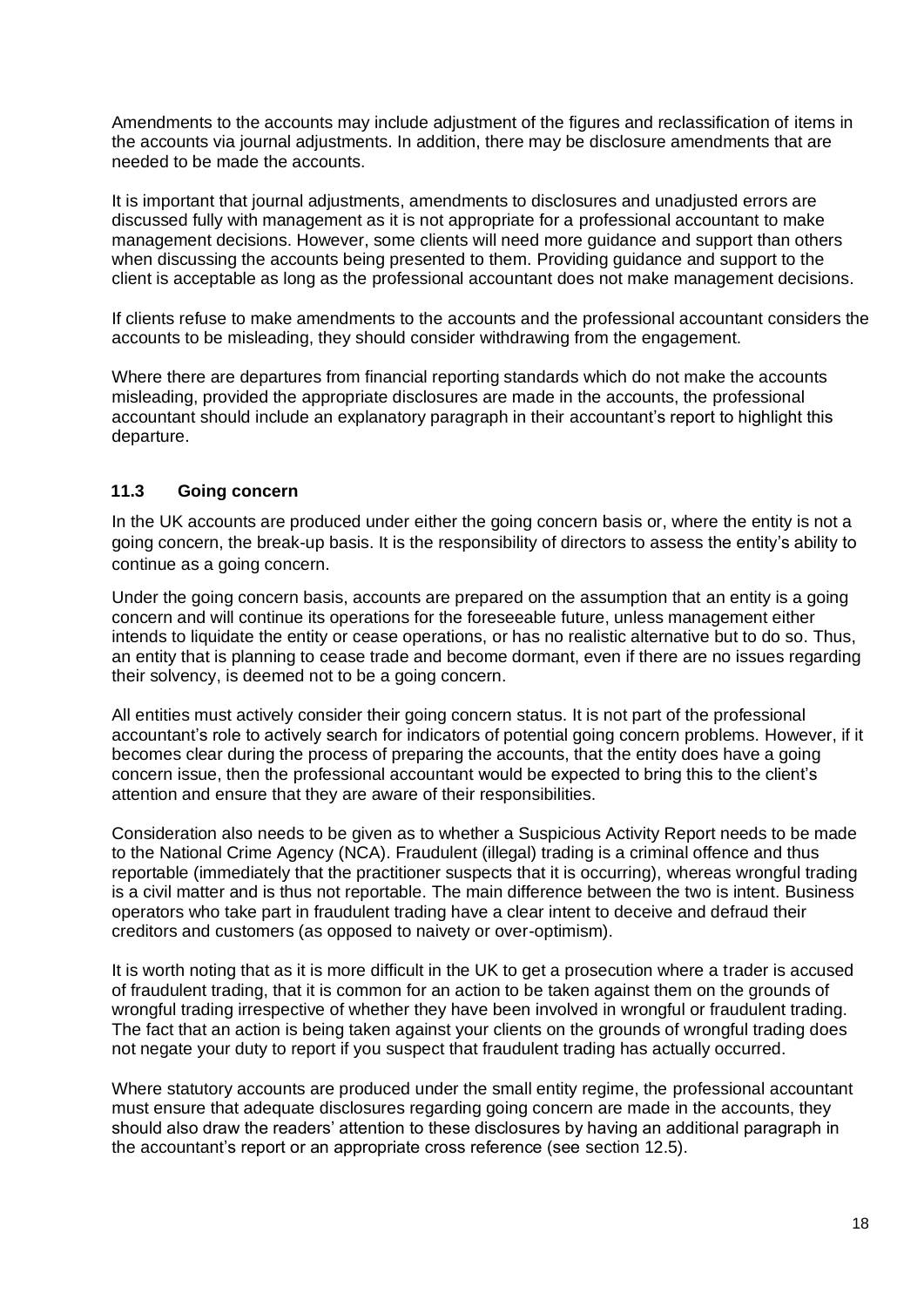Amendments to the accounts may include adjustment of the figures and reclassification of items in the accounts via journal adjustments. In addition, there may be disclosure amendments that are needed to be made the accounts.

It is important that journal adjustments, amendments to disclosures and unadjusted errors are discussed fully with management as it is not appropriate for a professional accountant to make management decisions. However, some clients will need more guidance and support than others when discussing the accounts being presented to them. Providing guidance and support to the client is acceptable as long as the professional accountant does not make management decisions.

If clients refuse to make amendments to the accounts and the professional accountant considers the accounts to be misleading, they should consider withdrawing from the engagement.

Where there are departures from financial reporting standards which do not make the accounts misleading, provided the appropriate disclosures are made in the accounts, the professional accountant should include an explanatory paragraph in their accountant's report to highlight this departure.

### 11.3 Going concern

In the UK accounts are produced under either the going concern basis or, where the entity is not a going concern, the break-up basis. It is the responsibility of directors to assess the entity's ability to continue as a going concern.

Under the going concern basis, accounts are prepared on the assumption that an entity is a going concern and will continue its operations for the foreseeable future, unless management either intends to liquidate the entity or cease operations, or has no realistic alternative but to do so. Thus, an entity that is planning to cease trade and become dormant, even if there are no issues regarding their solvency, is deemed not to be a going concern.

All entities must actively consider their going concern status. It is not part of the professional accountant's role to actively search for indicators of potential going concern problems. However, if it becomes clear during the process of preparing the accounts, that the entity does have a going concern issue, then the professional accountant would be expected to bring this to the client's attention and ensure that they are aware of their responsibilities.

Consideration also needs to be given as to whether a Suspicious Activity Report needs to be made to the National Crime Agency (NCA). Fraudulent (illegal) trading is a criminal offence and thus reportable (immediately that the practitioner suspects that it is occurring), whereas wrongful trading is a civil matter and is thus not reportable. The main difference between the two is intent. Business operators who take part in fraudulent trading have a clear intent to deceive and defraud their creditors and customers (as opposed to naivety or over-optimism).

It is worth noting that as it is more difficult in the UK to get a prosecution where a trader is accused of fraudulent trading, that it is common for an action to be taken against them on the grounds of wrongful trading irrespective of whether they have been involved in wrongful or fraudulent trading. The fact that an action is being taken against your clients on the grounds of wrongful trading does not negate your duty to report if you suspect that fraudulent trading has actually occurred.

Where statutory accounts are produced under the small entity regime, the professional accountant must ensure that adequate disclosures regarding going concern are made in the accounts, they should also draw the readers' attention to these disclosures by having an additional paragraph in the accountant's report or an appropriate cross reference (see section 12.5).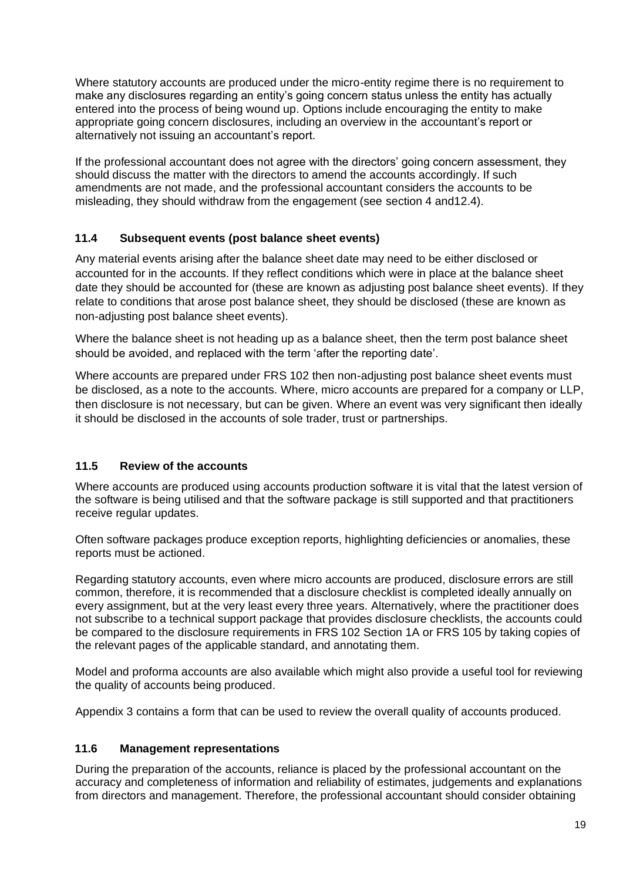Where statutory accounts are produced under the micro-entity regime there is no requirement to make any disclosures regarding an entity's going concern status unless the entity has actually entered into the process of being wound up. Options include encouraging the entity to make appropriate going concern disclosures, including an overview in the accountant's report or alternatively not issuing an accountant's report.

If the professional accountant does not agree with the directors' going concern assessment, they should discuss the matter with the directors to amend the accounts accordingly. If such amendments are not made, and the professional accountant considers the accounts to be misleading, they should withdraw from the engagement (see section 4 and12.4).

### 11.4 Subsequent events (post balance sheet events)

Any material events arising after the balance sheet date may need to be either disclosed or accounted for in the accounts. If they reflect conditions which were in place at the balance sheet date they should be accounted for (these are known as adjusting post balance sheet events). If they relate to conditions that arose post balance sheet, they should be disclosed (these are known as non-adjusting post balance sheet events).

Where the balance sheet is not heading up as a balance sheet, then the term post balance sheet should be avoided, and replaced with the term 'after the reporting date'.

Where accounts are prepared under FRS 102 then non-adjusting post balance sheet events must be disclosed, as a note to the accounts. Where, micro accounts are prepared for a company or LLP, then disclosure is not necessary, but can be given. Where an event was very significant then ideally it should be disclosed in the accounts of sole trader, trust or partnerships.

### 11.5 Review of the accounts

Where accounts are produced using accounts production software it is vital that the latest version of the software is being utilised and that the software package is still supported and that practitioners receive regular updates.

Often software packages produce exception reports, highlighting deficiencies or anomalies, these reports must be actioned.

Regarding statutory accounts, even where micro accounts are produced, disclosure errors are still common, therefore, it is recommended that a disclosure checklist is completed ideally annually on every assignment, but at the very least every three years. Alternatively, where the practitioner does not subscribe to a technical support package that provides disclosure checklists, the accounts could be compared to the disclosure requirements in FRS 102 Section 1A or FRS 105 by taking copies of the relevant pages of the applicable standard, and annotating them.

Model and proforma accounts are also available which might also provide a useful tool for reviewing the quality of accounts being produced.

Appendix 3 contains a form that can be used to review the overall quality of accounts produced.

### 11.6 Management representations

During the preparation of the accounts, reliance is placed by the professional accountant on the accuracy and completeness of information and reliability of estimates, judgements and explanations from directors and management. Therefore, the professional accountant should consider obtaining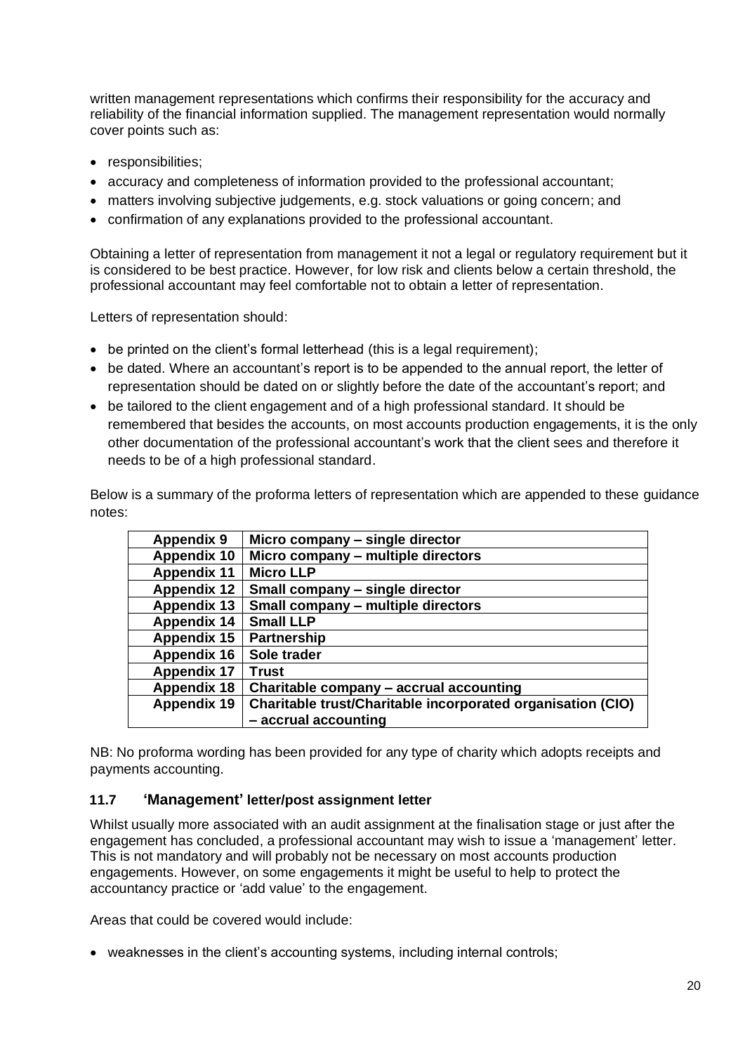written management representations which confirms their responsibility for the accuracy and reliability of the financial information supplied. The management representation would normally cover points such as:

- responsibilities;
- accuracy and completeness of information provided to the professional accountant;
- matters involving subjective judgements, e.g. stock valuations or going concern; and
- confirmation of any explanations provided to the professional accountant.

Obtaining a letter of representation from management it not a legal or regulatory requirement but it is considered to be best practice. However, for low risk and clients below a certain threshold, the professional accountant may feel comfortable not to obtain a letter of representation.

Letters of representation should:

- be printed on the client's formal letterhead (this is a legal requirement);
- be dated. Where an accountant's report is to be appended to the annual report, the letter of representation should be dated on or slightly before the date of the accountant's report; and
- be tailored to the client engagement and of a high professional standard. It should be remembered that besides the accounts, on most accounts production engagements, it is the only other documentation of the professional accountant's work that the client sees and therefore it needs to be of a high professional standard.

Below is a summary of the proforma letters of representation which are appended to these guidance notes:

| | |
|---|---|
| **Appendix 9** | **Micro company – single director** |
| **Appendix 10** | **Micro company – multiple directors** |
| **Appendix 11** | **Micro LLP** |
| **Appendix 12** | **Small company – single director** |
| **Appendix 13** | **Small company – multiple directors** |
| **Appendix 14** | **Small LLP** |
| **Appendix 15** | **Partnership** |
| **Appendix 16** | **Sole trader** |
| **Appendix 17** | **Trust** |
| **Appendix 18** | **Charitable company – accrual accounting** |
| **Appendix 19** | **Charitable trust/Charitable incorporated organisation (CIO) – accrual accounting** |

NB: No proforma wording has been provided for any type of charity which adopts receipts and payments accounting.

### 11.7 'Management' letter/post assignment letter

Whilst usually more associated with an audit assignment at the finalisation stage or just after the engagement has concluded, a professional accountant may wish to issue a 'management' letter. This is not mandatory and will probably not be necessary on most accounts production engagements. However, on some engagements it might be useful to help to protect the accountancy practice or 'add value' to the engagement.

Areas that could be covered would include:

- weaknesses in the client's accounting systems, including internal controls;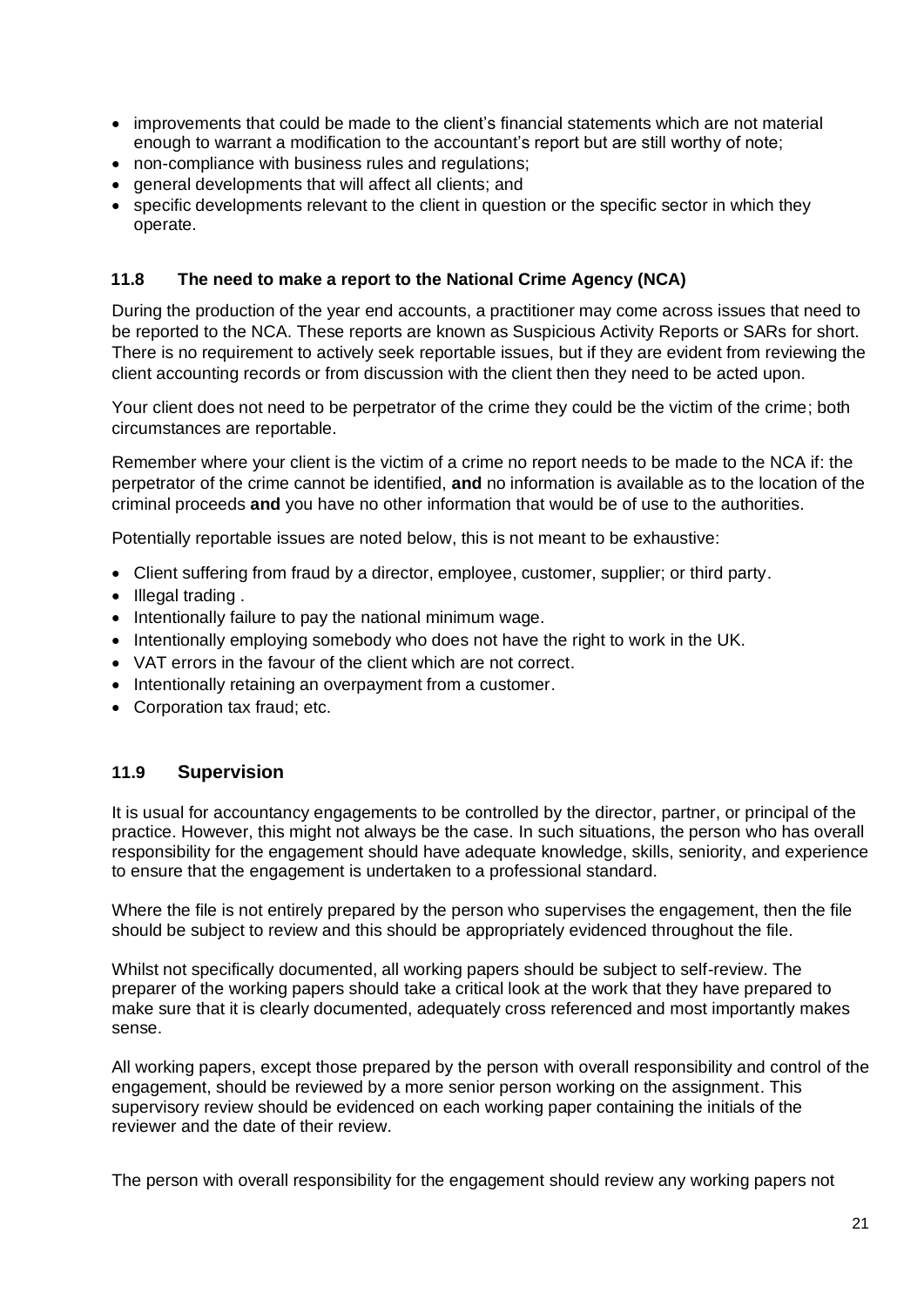- improvements that could be made to the client's financial statements which are not material enough to warrant a modification to the accountant's report but are still worthy of note;
- non-compliance with business rules and regulations;
- general developments that will affect all clients; and
- specific developments relevant to the client in question or the specific sector in which they operate.

### 11.8 The need to make a report to the National Crime Agency (NCA)

During the production of the year end accounts, a practitioner may come across issues that need to be reported to the NCA. These reports are known as Suspicious Activity Reports or SARs for short. There is no requirement to actively seek reportable issues, but if they are evident from reviewing the client accounting records or from discussion with the client then they need to be acted upon.

Your client does not need to be perpetrator of the crime they could be the victim of the crime; both circumstances are reportable.

Remember where your client is the victim of a crime no report needs to be made to the NCA if: the perpetrator of the crime cannot be identified, **and** no information is available as to the location of the criminal proceeds **and** you have no other information that would be of use to the authorities.

Potentially reportable issues are noted below, this is not meant to be exhaustive:

- Client suffering from fraud by a director, employee, customer, supplier; or third party.
- Illegal trading .
- Intentionally failure to pay the national minimum wage.
- Intentionally employing somebody who does not have the right to work in the UK.
- VAT errors in the favour of the client which are not correct.
- Intentionally retaining an overpayment from a customer.
- Corporation tax fraud; etc.

### 11.9 Supervision

It is usual for accountancy engagements to be controlled by the director, partner, or principal of the practice. However, this might not always be the case. In such situations, the person who has overall responsibility for the engagement should have adequate knowledge, skills, seniority, and experience to ensure that the engagement is undertaken to a professional standard.

Where the file is not entirely prepared by the person who supervises the engagement, then the file should be subject to review and this should be appropriately evidenced throughout the file.

Whilst not specifically documented, all working papers should be subject to self-review. The preparer of the working papers should take a critical look at the work that they have prepared to make sure that it is clearly documented, adequately cross referenced and most importantly makes sense.

All working papers, except those prepared by the person with overall responsibility and control of the engagement, should be reviewed by a more senior person working on the assignment. This supervisory review should be evidenced on each working paper containing the initials of the reviewer and the date of their review.

The person with overall responsibility for the engagement should review any working papers not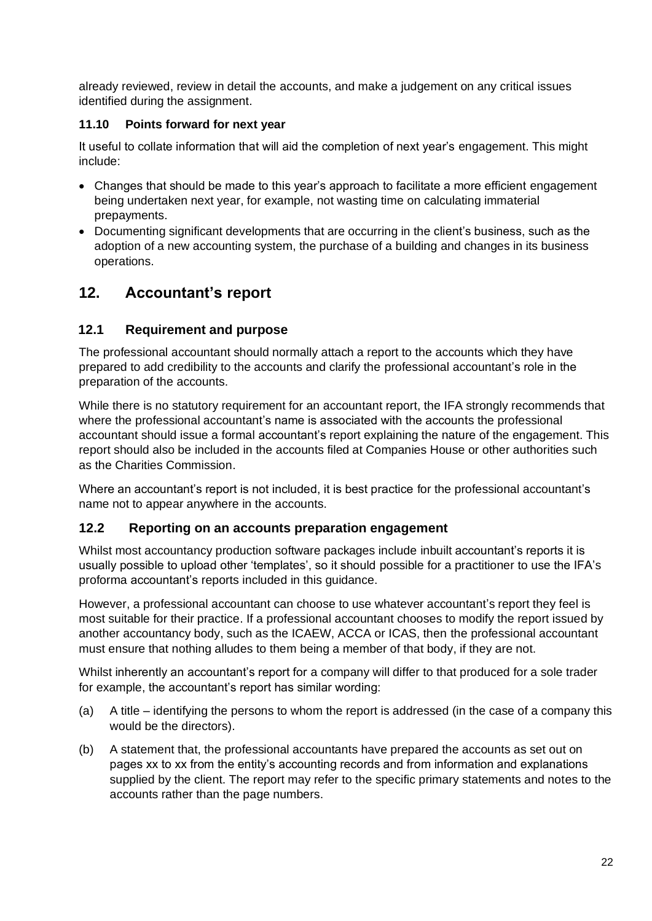already reviewed, review in detail the accounts, and make a judgement on any critical issues identified during the assignment.

### 11.10 Points forward for next year

It useful to collate information that will aid the completion of next year's engagement. This might include:

- Changes that should be made to this year's approach to facilitate a more efficient engagement being undertaken next year, for example, not wasting time on calculating immaterial prepayments.
- Documenting significant developments that are occurring in the client's business, such as the adoption of a new accounting system, the purchase of a building and changes in its business operations.

## 12. Accountant's report

### 12.1 Requirement and purpose

The professional accountant should normally attach a report to the accounts which they have prepared to add credibility to the accounts and clarify the professional accountant's role in the preparation of the accounts.

While there is no statutory requirement for an accountant report, the IFA strongly recommends that where the professional accountant's name is associated with the accounts the professional accountant should issue a formal accountant's report explaining the nature of the engagement. This report should also be included in the accounts filed at Companies House or other authorities such as the Charities Commission.

Where an accountant's report is not included, it is best practice for the professional accountant's name not to appear anywhere in the accounts.

### 12.2 Reporting on an accounts preparation engagement

Whilst most accountancy production software packages include inbuilt accountant's reports it is usually possible to upload other 'templates', so it should possible for a practitioner to use the IFA's proforma accountant's reports included in this guidance.

However, a professional accountant can choose to use whatever accountant's report they feel is most suitable for their practice. If a professional accountant chooses to modify the report issued by another accountancy body, such as the ICAEW, ACCA or ICAS, then the professional accountant must ensure that nothing alludes to them being a member of that body, if they are not.

Whilst inherently an accountant's report for a company will differ to that produced for a sole trader for example, the accountant's report has similar wording:

(a) A title – identifying the persons to whom the report is addressed (in the case of a company this would be the directors).

(b) A statement that, the professional accountants have prepared the accounts as set out on pages xx to xx from the entity's accounting records and from information and explanations supplied by the client. The report may refer to the specific primary statements and notes to the accounts rather than the page numbers.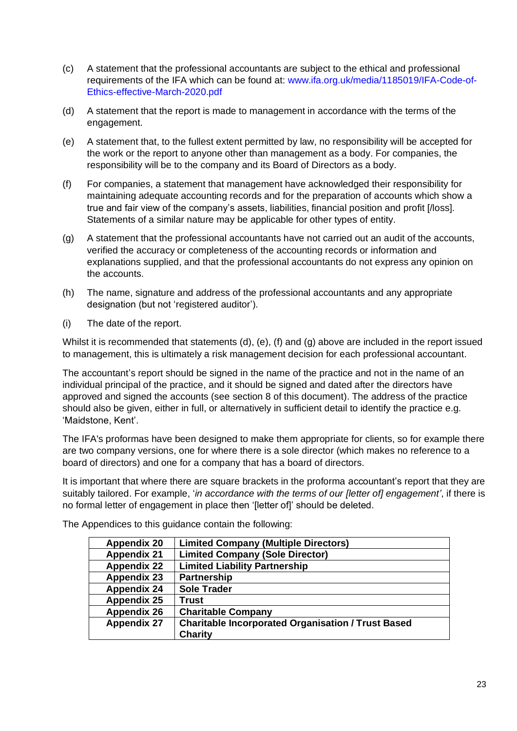(c) A statement that the professional accountants are subject to the ethical and professional requirements of the IFA which can be found at: www.ifa.org.uk/media/1185019/IFA-Code-of-Ethics-effective-March-2020.pdf

(d) A statement that the report is made to management in accordance with the terms of the engagement.

(e) A statement that, to the fullest extent permitted by law, no responsibility will be accepted for the work or the report to anyone other than management as a body. For companies, the responsibility will be to the company and its Board of Directors as a body.

(f) For companies, a statement that management have acknowledged their responsibility for maintaining adequate accounting records and for the preparation of accounts which show a true and fair view of the company's assets, liabilities, financial position and profit [/loss]. Statements of a similar nature may be applicable for other types of entity.

(g) A statement that the professional accountants have not carried out an audit of the accounts, verified the accuracy or completeness of the accounting records or information and explanations supplied, and that the professional accountants do not express any opinion on the accounts.

(h) The name, signature and address of the professional accountants and any appropriate designation (but not 'registered auditor').

(i) The date of the report.

Whilst it is recommended that statements (d), (e), (f) and (g) above are included in the report issued to management, this is ultimately a risk management decision for each professional accountant.

The accountant's report should be signed in the name of the practice and not in the name of an individual principal of the practice, and it should be signed and dated after the directors have approved and signed the accounts (see section 8 of this document). The address of the practice should also be given, either in full, or alternatively in sufficient detail to identify the practice e.g. 'Maidstone, Kent'.

The IFA's proformas have been designed to make them appropriate for clients, so for example there are two company versions, one for where there is a sole director (which makes no reference to a board of directors) and one for a company that has a board of directors.

It is important that where there are square brackets in the proforma accountant's report that they are suitably tailored. For example, '*in accordance with the terms of our [letter of] engagement*', if there is no formal letter of engagement in place then '[letter of]' should be deleted.

The Appendices to this guidance contain the following:

| | |
|---|---|
| **Appendix 20** | **Limited Company (Multiple Directors)** |
| **Appendix 21** | **Limited Company (Sole Director)** |
| **Appendix 22** | **Limited Liability Partnership** |
| **Appendix 23** | **Partnership** |
| **Appendix 24** | **Sole Trader** |
| **Appendix 25** | **Trust** |
| **Appendix 26** | **Charitable Company** |
| **Appendix 27** | **Charitable Incorporated Organisation / Trust Based Charity** |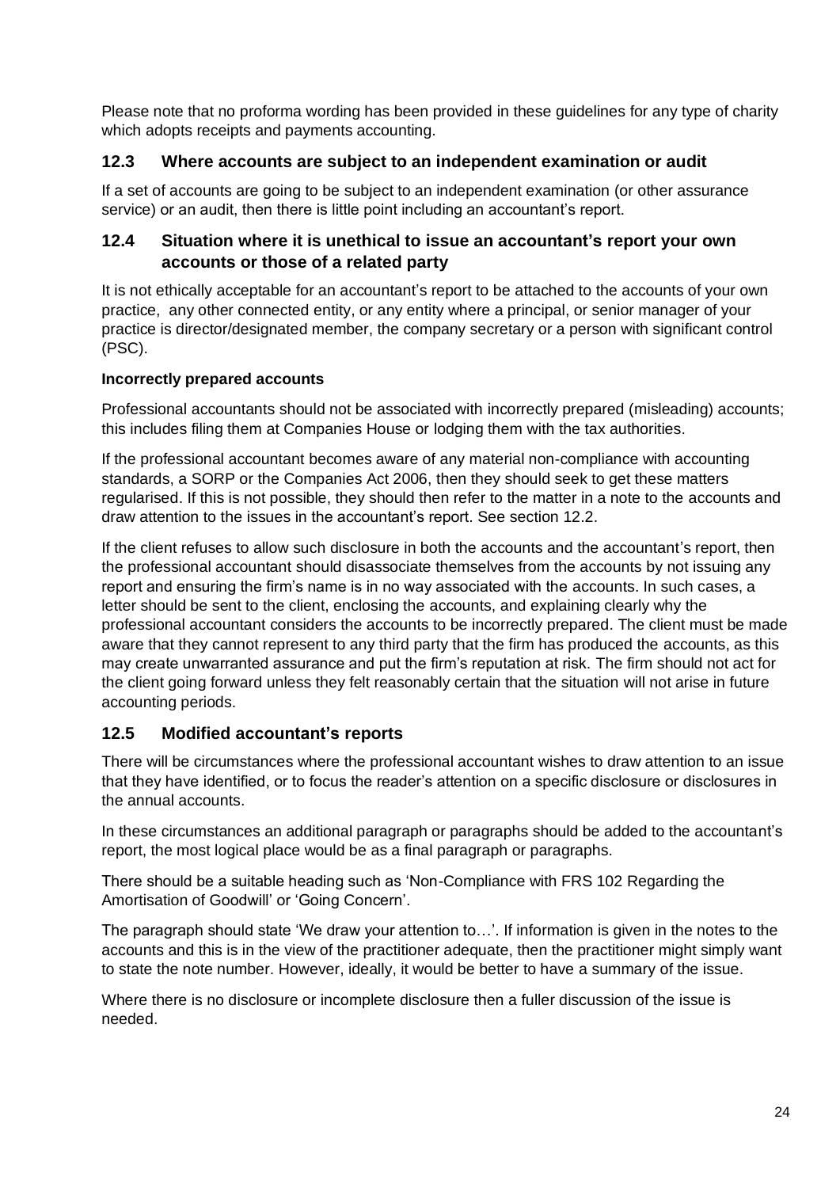Please note that no proforma wording has been provided in these guidelines for any type of charity which adopts receipts and payments accounting.

## 12.3 Where accounts are subject to an independent examination or audit

If a set of accounts are going to be subject to an independent examination (or other assurance service) or an audit, then there is little point including an accountant's report.

## 12.4 Situation where it is unethical to issue an accountant's report your own accounts or those of a related party

It is not ethically acceptable for an accountant's report to be attached to the accounts of your own practice, any other connected entity, or any entity where a principal, or senior manager of your practice is director/designated member, the company secretary or a person with significant control (PSC).

**Incorrectly prepared accounts**

Professional accountants should not be associated with incorrectly prepared (misleading) accounts; this includes filing them at Companies House or lodging them with the tax authorities.

If the professional accountant becomes aware of any material non-compliance with accounting standards, a SORP or the Companies Act 2006, then they should seek to get these matters regularised. If this is not possible, they should then refer to the matter in a note to the accounts and draw attention to the issues in the accountant's report. See section 12.2.

If the client refuses to allow such disclosure in both the accounts and the accountant's report, then the professional accountant should disassociate themselves from the accounts by not issuing any report and ensuring the firm's name is in no way associated with the accounts. In such cases, a letter should be sent to the client, enclosing the accounts, and explaining clearly why the professional accountant considers the accounts to be incorrectly prepared. The client must be made aware that they cannot represent to any third party that the firm has produced the accounts, as this may create unwarranted assurance and put the firm's reputation at risk. The firm should not act for the client going forward unless they felt reasonably certain that the situation will not arise in future accounting periods.

## 12.5 Modified accountant's reports

There will be circumstances where the professional accountant wishes to draw attention to an issue that they have identified, or to focus the reader's attention on a specific disclosure or disclosures in the annual accounts.

In these circumstances an additional paragraph or paragraphs should be added to the accountant's report, the most logical place would be as a final paragraph or paragraphs.

There should be a suitable heading such as 'Non-Compliance with FRS 102 Regarding the Amortisation of Goodwill' or 'Going Concern'.

The paragraph should state 'We draw your attention to…'. If information is given in the notes to the accounts and this is in the view of the practitioner adequate, then the practitioner might simply want to state the note number. However, ideally, it would be better to have a summary of the issue.

Where there is no disclosure or incomplete disclosure then a fuller discussion of the issue is needed.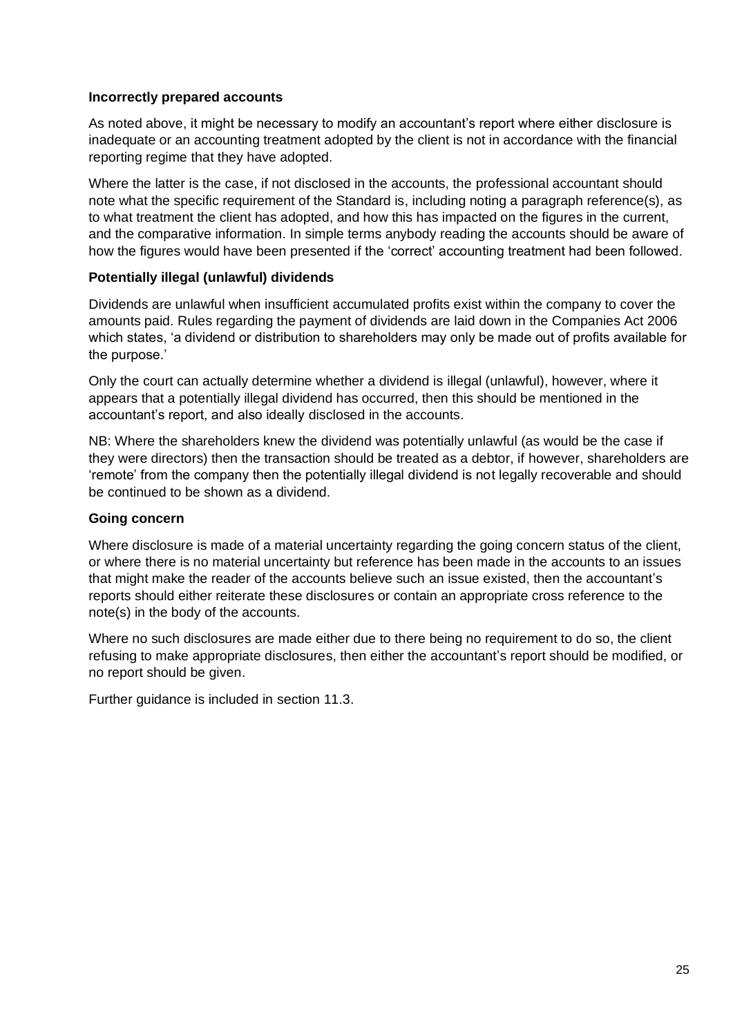**Incorrectly prepared accounts**

As noted above, it might be necessary to modify an accountant's report where either disclosure is inadequate or an accounting treatment adopted by the client is not in accordance with the financial reporting regime that they have adopted.

Where the latter is the case, if not disclosed in the accounts, the professional accountant should note what the specific requirement of the Standard is, including noting a paragraph reference(s), as to what treatment the client has adopted, and how this has impacted on the figures in the current, and the comparative information. In simple terms anybody reading the accounts should be aware of how the figures would have been presented if the 'correct' accounting treatment had been followed.

**Potentially illegal (unlawful) dividends**

Dividends are unlawful when insufficient accumulated profits exist within the company to cover the amounts paid. Rules regarding the payment of dividends are laid down in the Companies Act 2006 which states, 'a dividend or distribution to shareholders may only be made out of profits available for the purpose.'

Only the court can actually determine whether a dividend is illegal (unlawful), however, where it appears that a potentially illegal dividend has occurred, then this should be mentioned in the accountant's report, and also ideally disclosed in the accounts.

NB: Where the shareholders knew the dividend was potentially unlawful (as would be the case if they were directors) then the transaction should be treated as a debtor, if however, shareholders are 'remote' from the company then the potentially illegal dividend is not legally recoverable and should be continued to be shown as a dividend.

**Going concern**

Where disclosure is made of a material uncertainty regarding the going concern status of the client, or where there is no material uncertainty but reference has been made in the accounts to an issues that might make the reader of the accounts believe such an issue existed, then the accountant's reports should either reiterate these disclosures or contain an appropriate cross reference to the note(s) in the body of the accounts.

Where no such disclosures are made either due to there being no requirement to do so, the client refusing to make appropriate disclosures, then either the accountant's report should be modified, or no report should be given.

Further guidance is included in section 11.3.